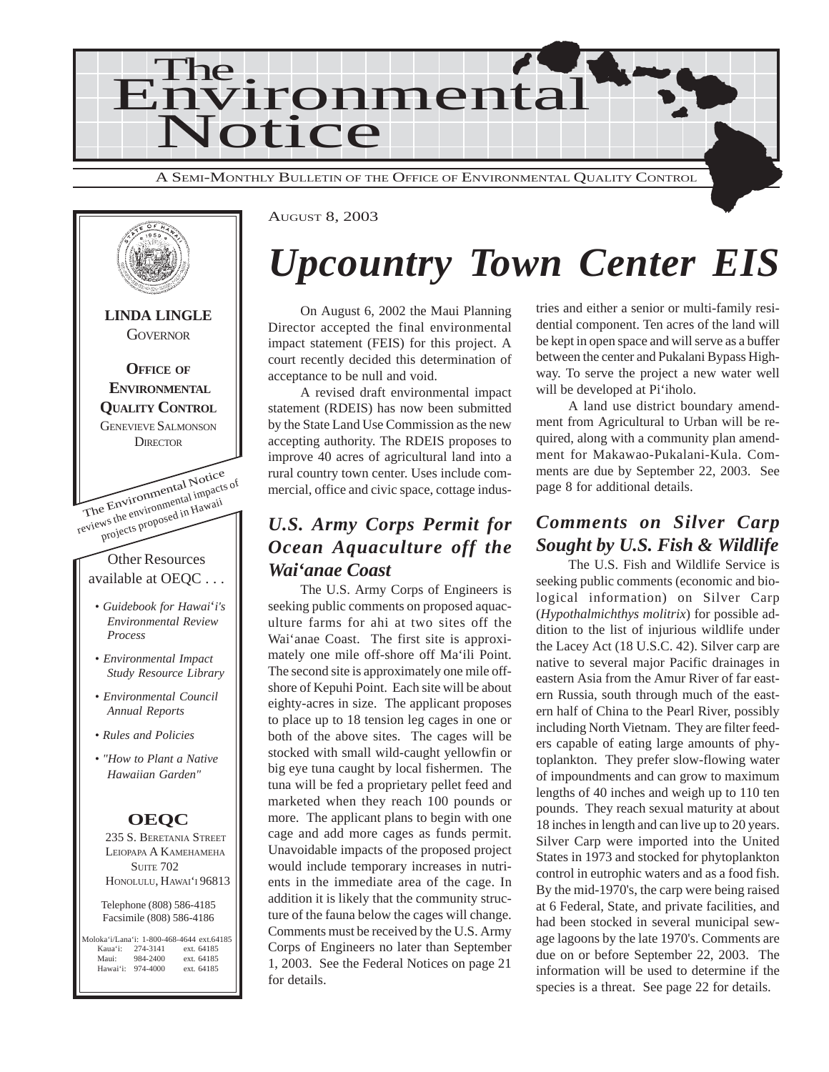# The Environmental Notice

A SEMI-MONTHLY BULLETIN OF THE OFFICE OF ENVIRONMENTAL QUALITY CONTROL

**LINDA LINGLE**
GOVERNOR

**OFFICE OF ENVIRONMENTAL QUALITY CONTROL**
GENEVIEVE SALMONSON
DIRECTOR

The Environmental Notice reviews the environmental impacts of projects proposed in Hawaii

Other Resources available at OEQC . . .

- *Guidebook for Hawai'i's Environmental Review Process*
- *Environmental Impact Study Resource Library*
- *Environmental Council Annual Reports*
- *Rules and Policies*
- *"How to Plant a Native Hawaiian Garden"*

**OEQC**

235 S. BERETANIA STREET
LEIOPAPA A KAMEHAMEHA
SUITE 702
HONOLULU, HAWAI'I 96813

Telephone (808) 586-4185
Facsimile (808) 586-4186

| | | |
|---|---|---|
| Moloka'i/Lana'i: | 1-800-468-4644 | ext.64185 |
| Kaua'i: | 274-3141 | ext. 64185 |
| Maui: | 984-2400 | ext. 64185 |
| Hawai'i: | 974-4000 | ext. 64185 |

AUGUST 8, 2003

# *Upcountry Town Center EIS*

On August 6, 2002 the Maui Planning Director accepted the final environmental impact statement (FEIS) for this project. A court recently decided this determination of acceptance to be null and void.

A revised draft environmental impact statement (RDEIS) has now been submitted by the State Land Use Commission as the new accepting authority. The RDEIS proposes to improve 40 acres of agricultural land into a rural country town center. Uses include commercial, office and civic space, cottage industries and either a senior or multi-family residential component. Ten acres of the land will be kept in open space and will serve as a buffer between the center and Pukalani Bypass Highway. To serve the project a new water well will be developed at Pi'iholo.

A land use district boundary amendment from Agricultural to Urban will be required, along with a community plan amendment for Makawao-Pukalani-Kula. Comments are due by September 22, 2003. See page 8 for additional details.

## *U.S. Army Corps Permit for Ocean Aquaculture off the Wai'anae Coast*

The U.S. Army Corps of Engineers is seeking public comments on proposed aquaculture farms for ahi at two sites off the Wai'anae Coast. The first site is approximately one mile off-shore off Ma'ili Point. The second site is approximately one mile off-shore of Kepuhi Point. Each site will be about eighty-acres in size. The applicant proposes to place up to 18 tension leg cages in one or both of the above sites. The cages will be stocked with small wild-caught yellowfin or big eye tuna caught by local fishermen. The tuna will be fed a proprietary pellet feed and marketed when they reach 100 pounds or more. The applicant plans to begin with one cage and add more cages as funds permit. Unavoidable impacts of the proposed project would include temporary increases in nutrients in the immediate area of the cage. In addition it is likely that the community structure of the fauna below the cages will change. Comments must be received by the U.S. Army Corps of Engineers no later than September 1, 2003. See the Federal Notices on page 21 for details.

## *Comments on Silver Carp Sought by U.S. Fish & Wildlife*

The U.S. Fish and Wildlife Service is seeking public comments (economic and biological information) on Silver Carp (*Hypothalmichthys molitrix*) for possible addition to the list of injurious wildlife under the Lacey Act (18 U.S.C. 42). Silver carp are native to several major Pacific drainages in eastern Asia from the Amur River of far eastern Russia, south through much of the eastern half of China to the Pearl River, possibly including North Vietnam. They are filter feeders capable of eating large amounts of phytoplankton. They prefer slow-flowing water of impoundments and can grow to maximum lengths of 40 inches and weigh up to 110 ten pounds. They reach sexual maturity at about 18 inches in length and can live up to 20 years. Silver Carp were imported into the United States in 1973 and stocked for phytoplankton control in eutrophic waters and as a food fish. By the mid-1970's, the carp were being raised at 6 Federal, State, and private facilities, and had been stocked in several municipal sewage lagoons by the late 1970's. Comments are due on or before September 22, 2003. The information will be used to determine if the species is a threat. See page 22 for details.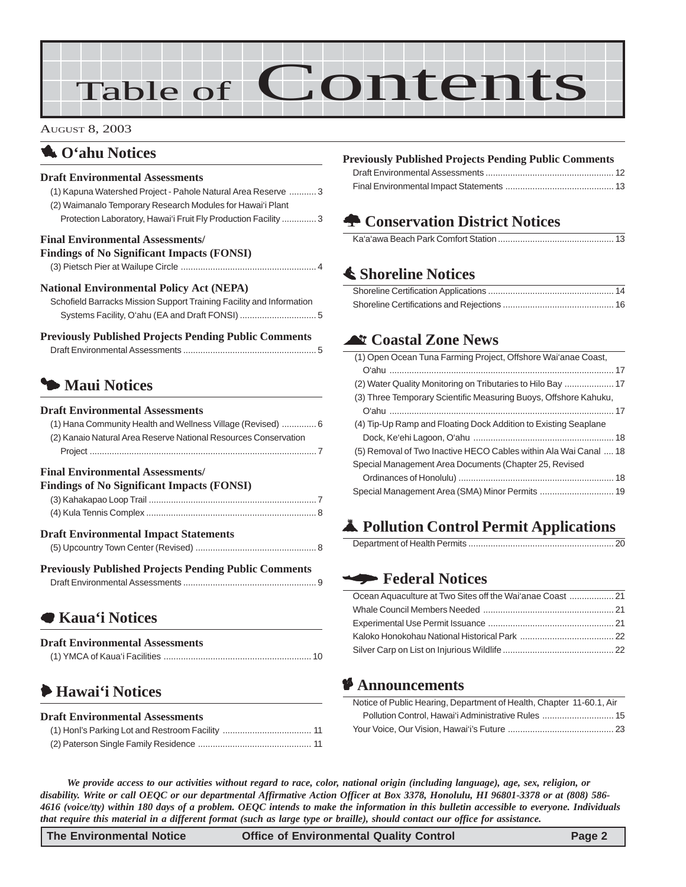# Table of Contents

AUGUST 8, 2003

## O'ahu Notices

### Draft Environmental Assessments

(1) Kapuna Watershed Project - Pahole Natural Area Reserve ........... 3
(2) Waimanalo Temporary Research Modules for Hawai'i Plant Protection Laboratory, Hawai'i Fruit Fly Production Facility .............. 3

### Final Environmental Assessments/ Findings of No Significant Impacts (FONSI)

(3) Pietsch Pier at Wailupe Circle ........................................................ 4

### National Environmental Policy Act (NEPA)

Schofield Barracks Mission Support Training Facility and Information Systems Facility, O'ahu (EA and Draft FONSI) ............................... 5

### Previously Published Projects Pending Public Comments

Draft Environmental Assessments ........................................................ 5

## Maui Notices

### Draft Environmental Assessments

(1) Hana Community Health and Wellness Village (Revised) .............. 6
(2) Kanaio Natural Area Reserve National Resources Conservation Project ............................................................................................ 7

### Final Environmental Assessments/ Findings of No Significant Impacts (FONSI)

(3) Kahakapao Loop Trail .................................................................... 7
(4) Kula Tennis Complex ..................................................................... 8

### Draft Environmental Impact Statements

(5) Upcountry Town Center (Revised) ................................................. 8

### Previously Published Projects Pending Public Comments

Draft Environmental Assessments ........................................................ 9

## Kaua'i Notices

### Draft Environmental Assessments

(1) YMCA of Kaua'i Facilities ............................................................. 10

## Hawai'i Notices

### Draft Environmental Assessments

(1) Honl's Parking Lot and Restroom Facility .................................... 11
(2) Paterson Single Family Residence .............................................. 11

### Previously Published Projects Pending Public Comments

Draft Environmental Assessments ........................................................ 12
Final Environmental Impact Statements ............................................. 13

## Conservation District Notices

Ka'a'awa Beach Park Comfort Station ................................................ 13

## Shoreline Notices

Shoreline Certification Applications ..................................................... 14
Shoreline Certifications and Rejections ............................................... 16

## Coastal Zone News

(1) Open Ocean Tuna Farming Project, Offshore Wai'anae Coast, O'ahu ............................................................................................ 17
(2) Water Quality Monitoring on Tributaries to Hilo Bay .................... 17
(3) Three Temporary Scientific Measuring Buoys, Offshore Kahuku, O'ahu ............................................................................................ 17
(4) Tip-Up Ramp and Floating Dock Addition to Existing Seaplane Dock, Ke'ehi Lagoon, O'ahu ......................................................... 18
(5) Removal of Two Inactive HECO Cables within Ala Wai Canal .... 18
Special Management Area Documents (Chapter 25, Revised Ordinances of Honolulu) ............................................................... 18
Special Management Area (SMA) Minor Permits .............................. 19

## Pollution Control Permit Applications

Department of Health Permits ............................................................ 20

## Federal Notices

Ocean Aquaculture at Two Sites off the Wai'anae Coast .................. 21
Whale Council Members Needed ..................................................... 21
Experimental Use Permit Issuance ................................................... 21
Kaloko Honokohau National Historical Park ...................................... 22
Silver Carp on List on Injurious Wildlife ............................................. 22

## Announcements

Notice of Public Hearing, Department of Health, Chapter 11-60.1, Air Pollution Control, Hawai'i Administrative Rules ............................. 15
Your Voice, Our Vision, Hawai'i's Future ........................................... 23

***We provide access to our activities without regard to race, color, national origin (including language), age, sex, religion, or disability. Write or call OEQC or our departmental Affirmative Action Officer at Box 3378, Honolulu, HI 96801-3378 or at (808) 586-4616 (voice/tty) within 180 days of a problem. OEQC intends to make the information in this bulletin accessible to everyone. Individuals that require this material in a different format (such as large type or braille), should contact our office for assistance.***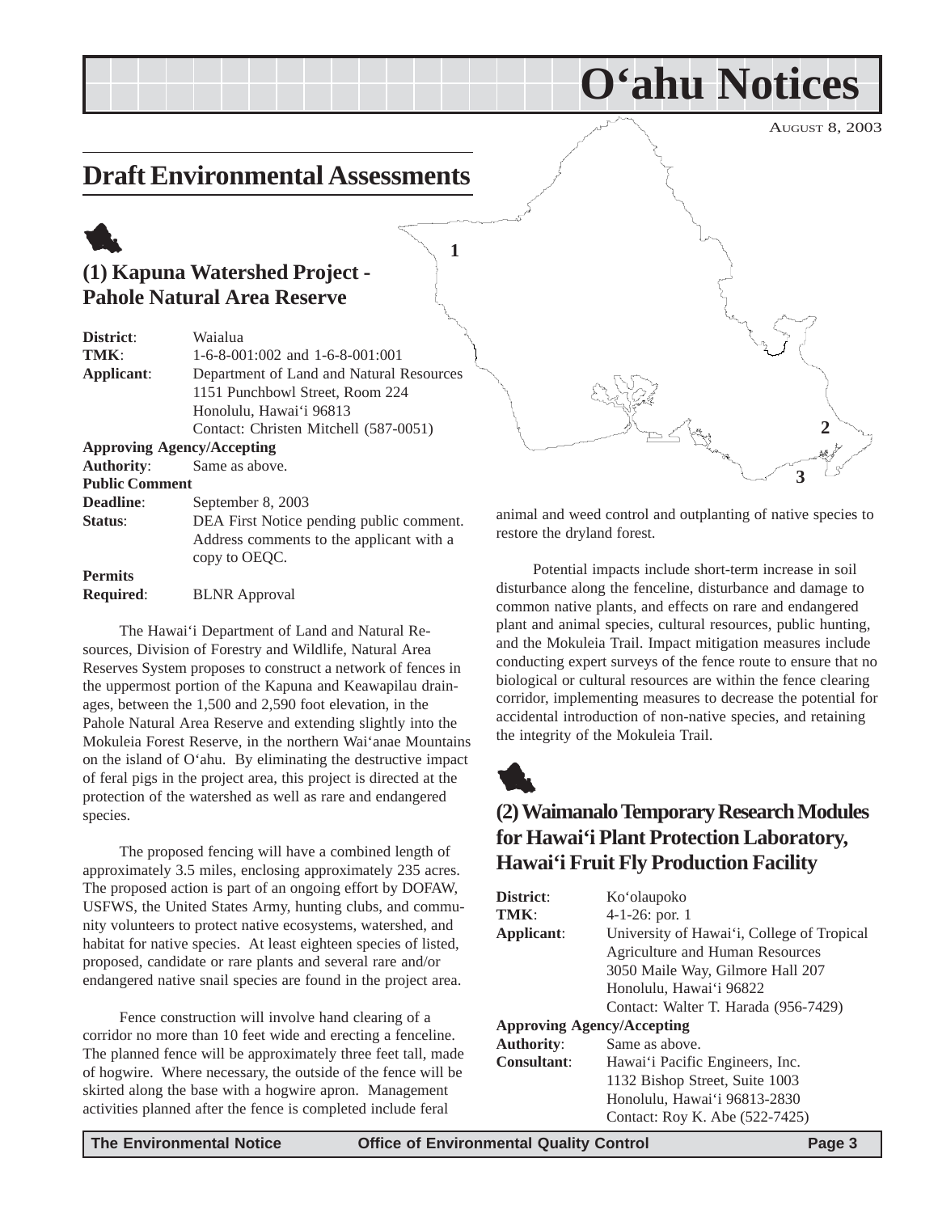# O'ahu Notices

AUGUST 8, 2003

## Draft Environmental Assessments

### (1) Kapuna Watershed Project - Pahole Natural Area Reserve

**District**: Waialua
**TMK**: 1-6-8-001:002 and 1-6-8-001:001
**Applicant**: Department of Land and Natural Resources
1151 Punchbowl Street, Room 224
Honolulu, Hawai'i 96813
Contact: Christen Mitchell (587-0051)

**Approving Agency/Accepting Authority**: Same as above.

**Public Comment Deadline**: September 8, 2003

**Status**: DEA First Notice pending public comment. Address comments to the applicant with a copy to OEQC.

**Permits Required**: BLNR Approval

The Hawai'i Department of Land and Natural Resources, Division of Forestry and Wildlife, Natural Area Reserves System proposes to construct a network of fences in the uppermost portion of the Kapuna and Keawapilau drainages, between the 1,500 and 2,590 foot elevation, in the Pahole Natural Area Reserve and extending slightly into the Mokuleia Forest Reserve, in the northern Wai'anae Mountains on the island of O'ahu. By eliminating the destructive impact of feral pigs in the project area, this project is directed at the protection of the watershed as well as rare and endangered species.

The proposed fencing will have a combined length of approximately 3.5 miles, enclosing approximately 235 acres. The proposed action is part of an ongoing effort by DOFAW, USFWS, the United States Army, hunting clubs, and community volunteers to protect native ecosystems, watershed, and habitat for native species. At least eighteen species of listed, proposed, candidate or rare plants and several rare and/or endangered native snail species are found in the project area.

Fence construction will involve hand clearing of a corridor no more than 10 feet wide and erecting a fenceline. The planned fence will be approximately three feet tall, made of hogwire. Where necessary, the outside of the fence will be skirted along the base with a hogwire apron. Management activities planned after the fence is completed include feral animal and weed control and outplanting of native species to restore the dryland forest.

Potential impacts include short-term increase in soil disturbance along the fenceline, disturbance and damage to common native plants, and effects on rare and endangered plant and animal species, cultural resources, public hunting, and the Mokuleia Trail. Impact mitigation measures include conducting expert surveys of the fence route to ensure that no biological or cultural resources are within the fence clearing corridor, implementing measures to decrease the potential for accidental introduction of non-native species, and retaining the integrity of the Mokuleia Trail.

### (2) Waimanalo Temporary Research Modules for Hawai'i Plant Protection Laboratory, Hawai'i Fruit Fly Production Facility

**District**: Ko'olaupoko
**TMK**: 4-1-26: por. 1
**Applicant**: University of Hawai'i, College of Tropical Agriculture and Human Resources
3050 Maile Way, Gilmore Hall 207
Honolulu, Hawai'i 96822
Contact: Walter T. Harada (956-7429)

**Approving Agency/Accepting Authority**: Same as above.

**Consultant**: Hawai'i Pacific Engineers, Inc.
1132 Bishop Street, Suite 1003
Honolulu, Hawai'i 96813-2830
Contact: Roy K. Abe (522-7425)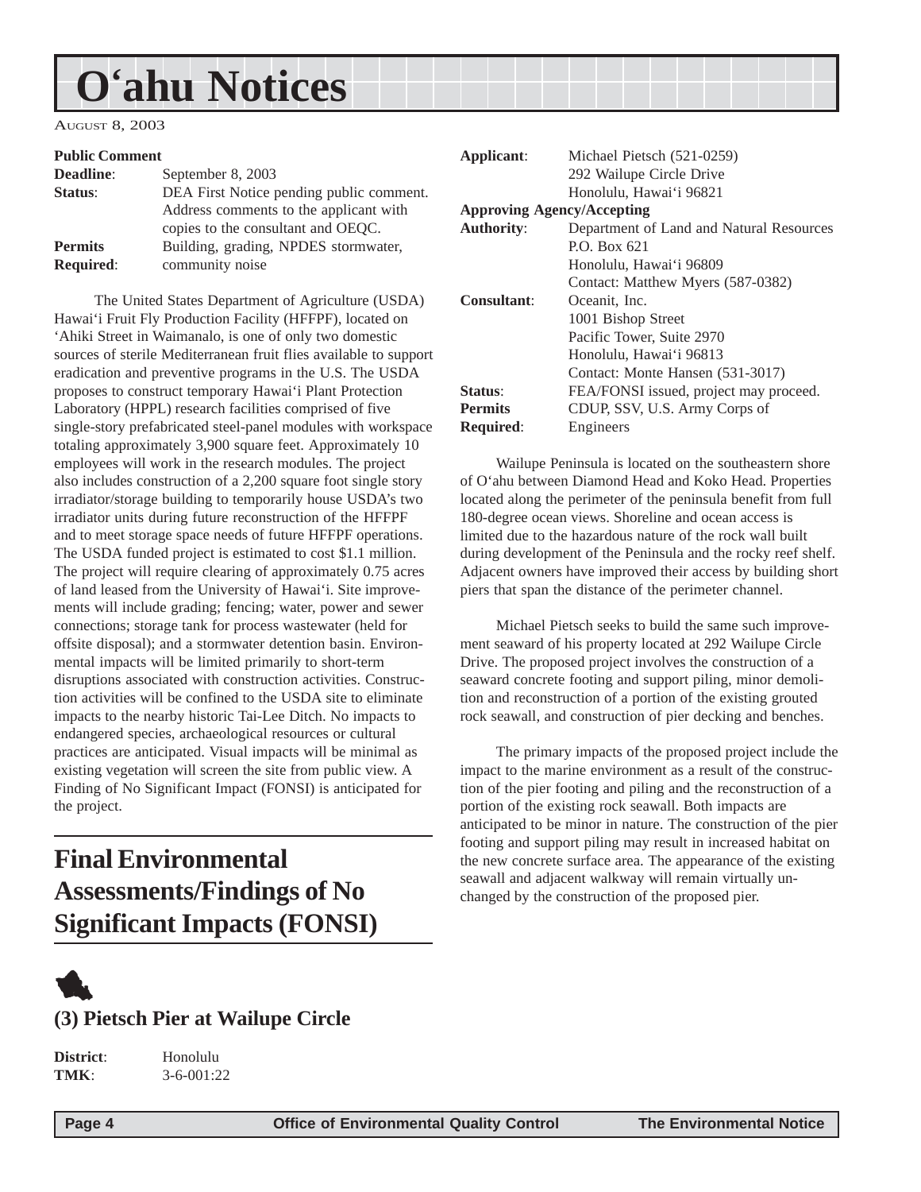# O'ahu Notices

August 8, 2003

**Public Comment**

**Deadline**: September 8, 2003

**Status**: DEA First Notice pending public comment. Address comments to the applicant with copies to the consultant and OEQC.

**Permits Required**: Building, grading, NPDES stormwater, community noise

The United States Department of Agriculture (USDA) Hawai'i Fruit Fly Production Facility (HFFPF), located on 'Ahiki Street in Waimanalo, is one of only two domestic sources of sterile Mediterranean fruit flies available to support eradication and preventive programs in the U.S. The USDA proposes to construct temporary Hawai'i Plant Protection Laboratory (HPPL) research facilities comprised of five single-story prefabricated steel-panel modules with workspace totaling approximately 3,900 square feet. Approximately 10 employees will work in the research modules. The project also includes construction of a 2,200 square foot single story irradiator/storage building to temporarily house USDA's two irradiator units during future reconstruction of the HFFPF and to meet storage space needs of future HFFPF operations. The USDA funded project is estimated to cost $1.1 million. The project will require clearing of approximately 0.75 acres of land leased from the University of Hawai'i. Site improvements will include grading; fencing; water, power and sewer connections; storage tank for process wastewater (held for offsite disposal); and a stormwater detention basin. Environmental impacts will be limited primarily to short-term disruptions associated with construction activities. Construction activities will be confined to the USDA site to eliminate impacts to the nearby historic Tai-Lee Ditch. No impacts to endangered species, archaeological resources or cultural practices are anticipated. Visual impacts will be minimal as existing vegetation will screen the site from public view. A Finding of No Significant Impact (FONSI) is anticipated for the project.

## Final Environmental Assessments/Findings of No Significant Impacts (FONSI)

### (3) Pietsch Pier at Wailupe Circle

**District**: Honolulu

**TMK**: 3-6-001:22

**Applicant**: Michael Pietsch (521-0259)
292 Wailupe Circle Drive
Honolulu, Hawai'i 96821

**Approving Agency/Accepting Authority**: Department of Land and Natural Resources
P.O. Box 621
Honolulu, Hawai'i 96809
Contact: Matthew Myers (587-0382)

**Consultant**: Oceanit, Inc.
1001 Bishop Street
Pacific Tower, Suite 2970
Honolulu, Hawai'i 96813
Contact: Monte Hansen (531-3017)

**Status**: FEA/FONSI issued, project may proceed.

**Permits Required**: CDUP, SSV, U.S. Army Corps of Engineers

Wailupe Peninsula is located on the southeastern shore of O'ahu between Diamond Head and Koko Head. Properties located along the perimeter of the peninsula benefit from full 180-degree ocean views. Shoreline and ocean access is limited due to the hazardous nature of the rock wall built during development of the Peninsula and the rocky reef shelf. Adjacent owners have improved their access by building short piers that span the distance of the perimeter channel.

Michael Pietsch seeks to build the same such improvement seaward of his property located at 292 Wailupe Circle Drive. The proposed project involves the construction of a seaward concrete footing and support piling, minor demolition and reconstruction of a portion of the existing grouted rock seawall, and construction of pier decking and benches.

The primary impacts of the proposed project include the impact to the marine environment as a result of the construction of the pier footing and piling and the reconstruction of a portion of the existing rock seawall. Both impacts are anticipated to be minor in nature. The construction of the pier footing and support piling may result in increased habitat on the new concrete surface area. The appearance of the existing seawall and adjacent walkway will remain virtually unchanged by the construction of the proposed pier.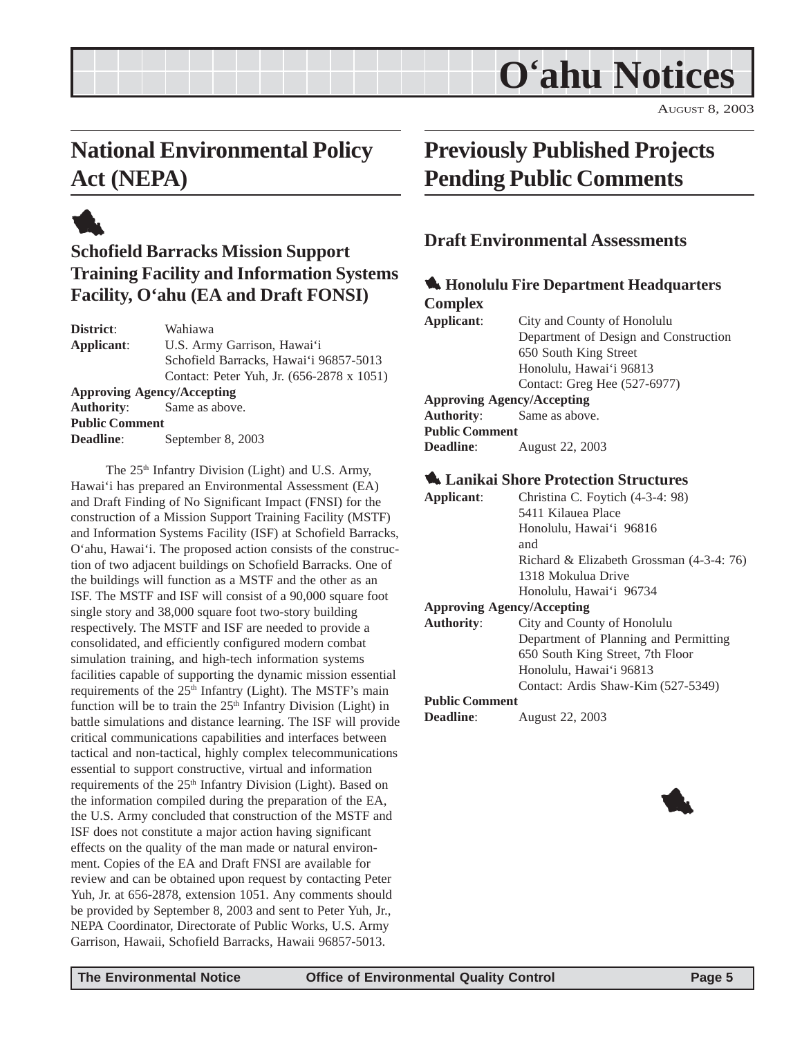# O'ahu Notices

AUGUST 8, 2003

## National Environmental Policy Act (NEPA)

### Schofield Barracks Mission Support Training Facility and Information Systems Facility, O'ahu (EA and Draft FONSI)

**District**: Wahiawa
**Applicant**: U.S. Army Garrison, Hawai'i
Schofield Barracks, Hawai'i 96857-5013
Contact: Peter Yuh, Jr. (656-2878 x 1051)
**Approving Agency/Accepting Authority**: Same as above.
**Public Comment Deadline**: September 8, 2003

The 25th Infantry Division (Light) and U.S. Army, Hawai'i has prepared an Environmental Assessment (EA) and Draft Finding of No Significant Impact (FNSI) for the construction of a Mission Support Training Facility (MSTF) and Information Systems Facility (ISF) at Schofield Barracks, O'ahu, Hawai'i. The proposed action consists of the construction of two adjacent buildings on Schofield Barracks. One of the buildings will function as a MSTF and the other as an ISF. The MSTF and ISF will consist of a 90,000 square foot single story and 38,000 square foot two-story building respectively. The MSTF and ISF are needed to provide a consolidated, and efficiently configured modern combat simulation training, and high-tech information systems facilities capable of supporting the dynamic mission essential requirements of the 25th Infantry (Light). The MSTF's main function will be to train the 25th Infantry Division (Light) in battle simulations and distance learning. The ISF will provide critical communications capabilities and interfaces between tactical and non-tactical, highly complex telecommunications essential to support constructive, virtual and information requirements of the 25th Infantry Division (Light). Based on the information compiled during the preparation of the EA, the U.S. Army concluded that construction of the MSTF and ISF does not constitute a major action having significant effects on the quality of the man made or natural environment. Copies of the EA and Draft FNSI are available for review and can be obtained upon request by contacting Peter Yuh, Jr. at 656-2878, extension 1051. Any comments should be provided by September 8, 2003 and sent to Peter Yuh, Jr., NEPA Coordinator, Directorate of Public Works, U.S. Army Garrison, Hawaii, Schofield Barracks, Hawaii 96857-5013.

## Previously Published Projects Pending Public Comments

### Draft Environmental Assessments

#### Honolulu Fire Department Headquarters Complex

**Applicant**: City and County of Honolulu
Department of Design and Construction
650 South King Street
Honolulu, Hawai'i 96813
Contact: Greg Hee (527-6977)
**Approving Agency/Accepting Authority**: Same as above.
**Public Comment Deadline**: August 22, 2003

#### Lanikai Shore Protection Structures

**Applicant**: Christina C. Foytich (4-3-4: 98)
5411 Kilauea Place
Honolulu, Hawai'i 96816
and
Richard & Elizabeth Grossman (4-3-4: 76)
1318 Mokulua Drive
Honolulu, Hawai'i 96734
**Approving Agency/Accepting Authority**: City and County of Honolulu
Department of Planning and Permitting
650 South King Street, 7th Floor
Honolulu, Hawai'i 96813
Contact: Ardis Shaw-Kim (527-5349)
**Public Comment Deadline**: August 22, 2003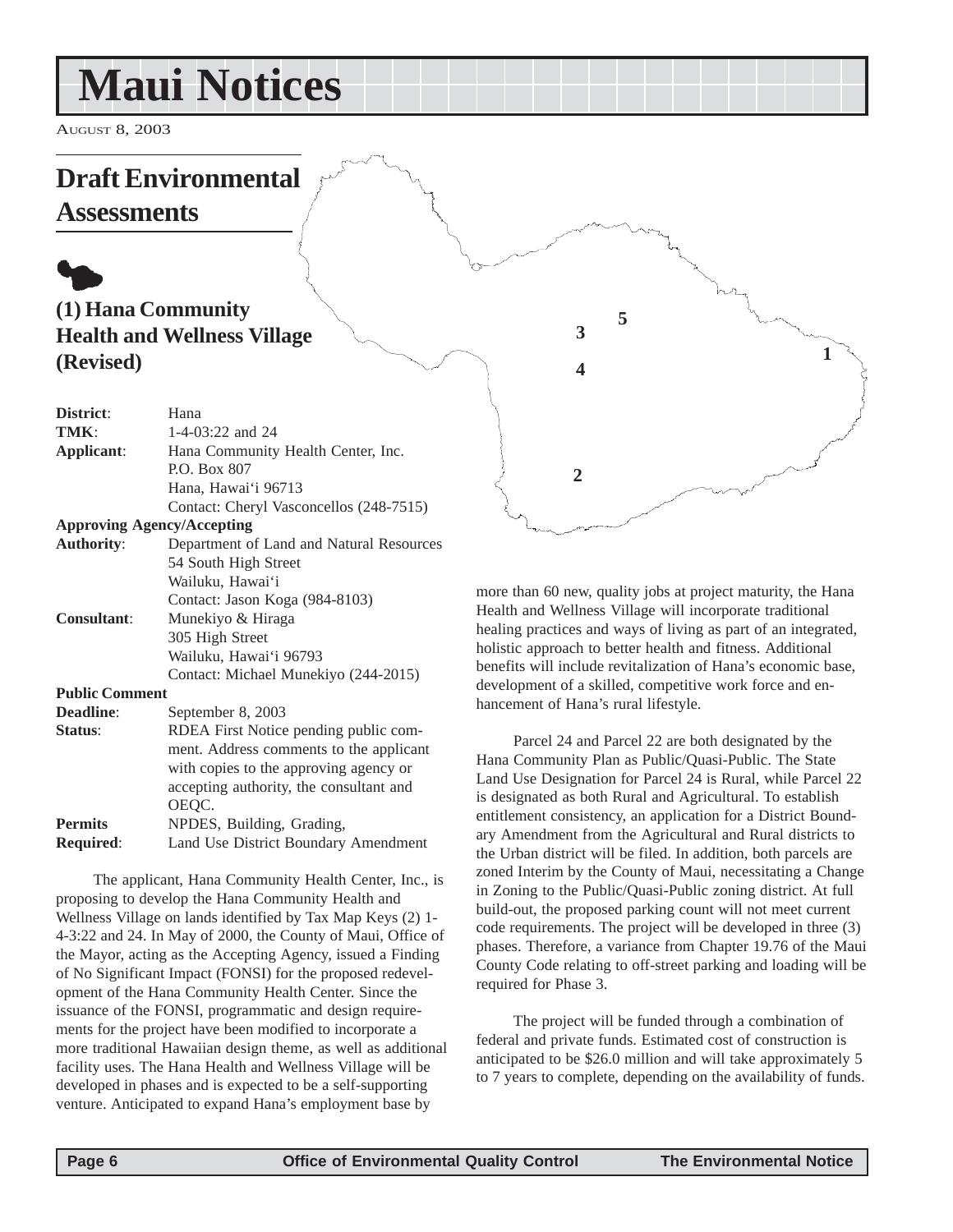# Maui Notices

August 8, 2003

## Draft Environmental Assessments

### (1) Hana Community Health and Wellness Village (Revised)

| | |
|---|---|
| **District**: | Hana |
| **TMK**: | 1-4-03:22 and 24 |
| **Applicant**: | Hana Community Health Center, Inc. P.O. Box 807 Hana, Hawai'i 96713 Contact: Cheryl Vasconcellos (248-7515) |
| **Approving Agency/Accepting Authority**: | Department of Land and Natural Resources 54 South High Street Wailuku, Hawai'i Contact: Jason Koga (984-8103) |
| **Consultant**: | Munekiyo & Hiraga 305 High Street Wailuku, Hawai'i 96793 Contact: Michael Munekiyo (244-2015) |
| **Public Comment Deadline**: | September 8, 2003 |
| **Status**: | RDEA First Notice pending public comment. Address comments to the applicant with copies to the approving agency or accepting authority, the consultant and OEQC. |
| **Permits Required**: | NPDES, Building, Grading, Land Use District Boundary Amendment |

The applicant, Hana Community Health Center, Inc., is proposing to develop the Hana Community Health and Wellness Village on lands identified by Tax Map Keys (2) 1-4-3:22 and 24. In May of 2000, the County of Maui, Office of the Mayor, acting as the Accepting Agency, issued a Finding of No Significant Impact (FONSI) for the proposed redevelopment of the Hana Community Health Center. Since the issuance of the FONSI, programmatic and design requirements for the project have been modified to incorporate a more traditional Hawaiian design theme, as well as additional facility uses. The Hana Health and Wellness Village will be developed in phases and is expected to be a self-supporting venture. Anticipated to expand Hana's employment base by more than 60 new, quality jobs at project maturity, the Hana Health and Wellness Village will incorporate traditional healing practices and ways of living as part of an integrated, holistic approach to better health and fitness. Additional benefits will include revitalization of Hana's economic base, development of a skilled, competitive work force and enhancement of Hana's rural lifestyle.

Parcel 24 and Parcel 22 are both designated by the Hana Community Plan as Public/Quasi-Public. The State Land Use Designation for Parcel 24 is Rural, while Parcel 22 is designated as both Rural and Agricultural. To establish entitlement consistency, an application for a District Boundary Amendment from the Agricultural and Rural districts to the Urban district will be filed. In addition, both parcels are zoned Interim by the County of Maui, necessitating a Change in Zoning to the Public/Quasi-Public zoning district. At full build-out, the proposed parking count will not meet current code requirements. The project will be developed in three (3) phases. Therefore, a variance from Chapter 19.76 of the Maui County Code relating to off-street parking and loading will be required for Phase 3.

The project will be funded through a combination of federal and private funds. Estimated cost of construction is anticipated to be $26.0 million and will take approximately 5 to 7 years to complete, depending on the availability of funds.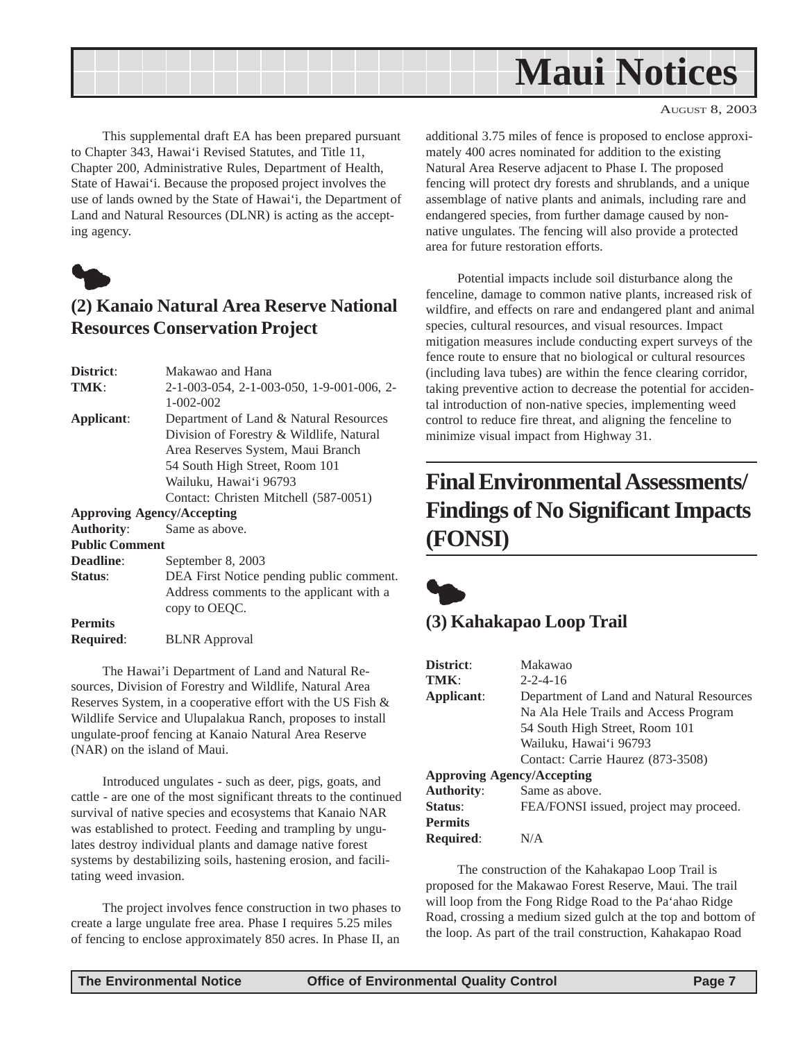This supplemental draft EA has been prepared pursuant to Chapter 343, Hawai'i Revised Statutes, and Title 11, Chapter 200, Administrative Rules, Department of Health, State of Hawai'i. Because the proposed project involves the use of lands owned by the State of Hawai'i, the Department of Land and Natural Resources (DLNR) is acting as the accepting agency.

## (2) Kanaio Natural Area Reserve National Resources Conservation Project

**District**: Makawao and Hana
**TMK**: 2-1-003-054, 2-1-003-050, 1-9-001-006, 2-1-002-002
**Applicant**: Department of Land & Natural Resources Division of Forestry & Wildlife, Natural Area Reserves System, Maui Branch
54 South High Street, Room 101
Wailuku, Hawai'i 96793
Contact: Christen Mitchell (587-0051)
**Approving Agency/Accepting Authority**: Same as above.
**Public Comment Deadline**: September 8, 2003
**Status**: DEA First Notice pending public comment. Address comments to the applicant with a copy to OEQC.
**Permits Required**: BLNR Approval

The Hawai'i Department of Land and Natural Resources, Division of Forestry and Wildlife, Natural Area Reserves System, in a cooperative effort with the US Fish & Wildlife Service and Ulupalakua Ranch, proposes to install ungulate-proof fencing at Kanaio Natural Area Reserve (NAR) on the island of Maui.

Introduced ungulates - such as deer, pigs, goats, and cattle - are one of the most significant threats to the continued survival of native species and ecosystems that Kanaio NAR was established to protect. Feeding and trampling by ungulates destroy individual plants and damage native forest systems by destabilizing soils, hastening erosion, and facilitating weed invasion.

The project involves fence construction in two phases to create a large ungulate free area. Phase I requires 5.25 miles of fencing to enclose approximately 850 acres. In Phase II, an additional 3.75 miles of fence is proposed to enclose approximately 400 acres nominated for addition to the existing Natural Area Reserve adjacent to Phase I. The proposed fencing will protect dry forests and shrublands, and a unique assemblage of native plants and animals, including rare and endangered species, from further damage caused by non-native ungulates. The fencing will also provide a protected area for future restoration efforts.

Potential impacts include soil disturbance along the fenceline, damage to common native plants, increased risk of wildfire, and effects on rare and endangered plant and animal species, cultural resources, and visual resources. Impact mitigation measures include conducting expert surveys of the fence route to ensure that no biological or cultural resources (including lava tubes) are within the fence clearing corridor, taking preventive action to decrease the potential for accidental introduction of non-native species, implementing weed control to reduce fire threat, and aligning the fenceline to minimize visual impact from Highway 31.

# Final Environmental Assessments/ Findings of No Significant Impacts (FONSI)

## (3) Kahakapao Loop Trail

**District**: Makawao
**TMK**: 2-2-4-16
**Applicant**: Department of Land and Natural Resources Na Ala Hele Trails and Access Program
54 South High Street, Room 101
Wailuku, Hawai'i 96793
Contact: Carrie Haurez (873-3508)
**Approving Agency/Accepting Authority**: Same as above.
**Status**: FEA/FONSI issued, project may proceed.
**Permits Required**: N/A

The construction of the Kahakapao Loop Trail is proposed for the Makawao Forest Reserve, Maui. The trail will loop from the Fong Ridge Road to the Pa'ahao Ridge Road, crossing a medium sized gulch at the top and bottom of the loop. As part of the trail construction, Kahakapao Road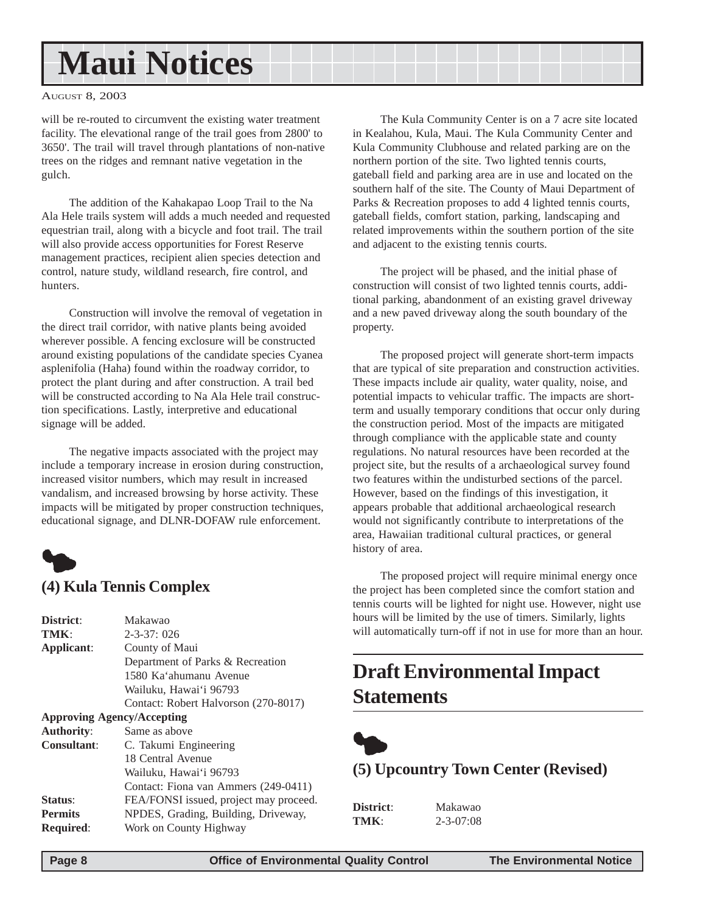will be re-routed to circumvent the existing water treatment facility. The elevational range of the trail goes from 2800' to 3650'. The trail will travel through plantations of non-native trees on the ridges and remnant native vegetation in the gulch.

The addition of the Kahakapao Loop Trail to the Na Ala Hele trails system will adds a much needed and requested equestrian trail, along with a bicycle and foot trail. The trail will also provide access opportunities for Forest Reserve management practices, recipient alien species detection and control, nature study, wildland research, fire control, and hunters.

Construction will involve the removal of vegetation in the direct trail corridor, with native plants being avoided wherever possible. A fencing exclosure will be constructed around existing populations of the candidate species Cyanea asplenifolia (Haha) found within the roadway corridor, to protect the plant during and after construction. A trail bed will be constructed according to Na Ala Hele trail construction specifications. Lastly, interpretive and educational signage will be added.

The negative impacts associated with the project may include a temporary increase in erosion during construction, increased visitor numbers, which may result in increased vandalism, and increased browsing by horse activity. These impacts will be mitigated by proper construction techniques, educational signage, and DLNR-DOFAW rule enforcement.

### (4) Kula Tennis Complex

**District**: Makawao
**TMK**: 2-3-37: 026
**Applicant**: County of Maui
Department of Parks & Recreation
1580 Ka'ahumanu Avenue
Wailuku, Hawai'i 96793
Contact: Robert Halvorson (270-8017)

**Approving Agency/Accepting Authority**: Same as above

**Consultant**: C. Takumi Engineering
18 Central Avenue
Wailuku, Hawai'i 96793
Contact: Fiona van Ammers (249-0411)

**Status**: FEA/FONSI issued, project may proceed.

**Permits Required**: NPDES, Grading, Building, Driveway, Work on County Highway

The Kula Community Center is on a 7 acre site located in Kealahou, Kula, Maui. The Kula Community Center and Kula Community Clubhouse and related parking are on the northern portion of the site. Two lighted tennis courts, gateball field and parking area are in use and located on the southern half of the site. The County of Maui Department of Parks & Recreation proposes to add 4 lighted tennis courts, gateball fields, comfort station, parking, landscaping and related improvements within the southern portion of the site and adjacent to the existing tennis courts.

The project will be phased, and the initial phase of construction will consist of two lighted tennis courts, additional parking, abandonment of an existing gravel driveway and a new paved driveway along the south boundary of the property.

The proposed project will generate short-term impacts that are typical of site preparation and construction activities. These impacts include air quality, water quality, noise, and potential impacts to vehicular traffic. The impacts are short-term and usually temporary conditions that occur only during the construction period. Most of the impacts are mitigated through compliance with the applicable state and county regulations. No natural resources have been recorded at the project site, but the results of a archaeological survey found two features within the undisturbed sections of the parcel. However, based on the findings of this investigation, it appears probable that additional archaeological research would not significantly contribute to interpretations of the area, Hawaiian traditional cultural practices, or general history of area.

The proposed project will require minimal energy once the project has been completed since the comfort station and tennis courts will be lighted for night use. However, night use hours will be limited by the use of timers. Similarly, lights will automatically turn-off if not in use for more than an hour.

## Draft Environmental Impact Statements

### (5) Upcountry Town Center (Revised)

**District**: Makawao
**TMK**: 2-3-07:08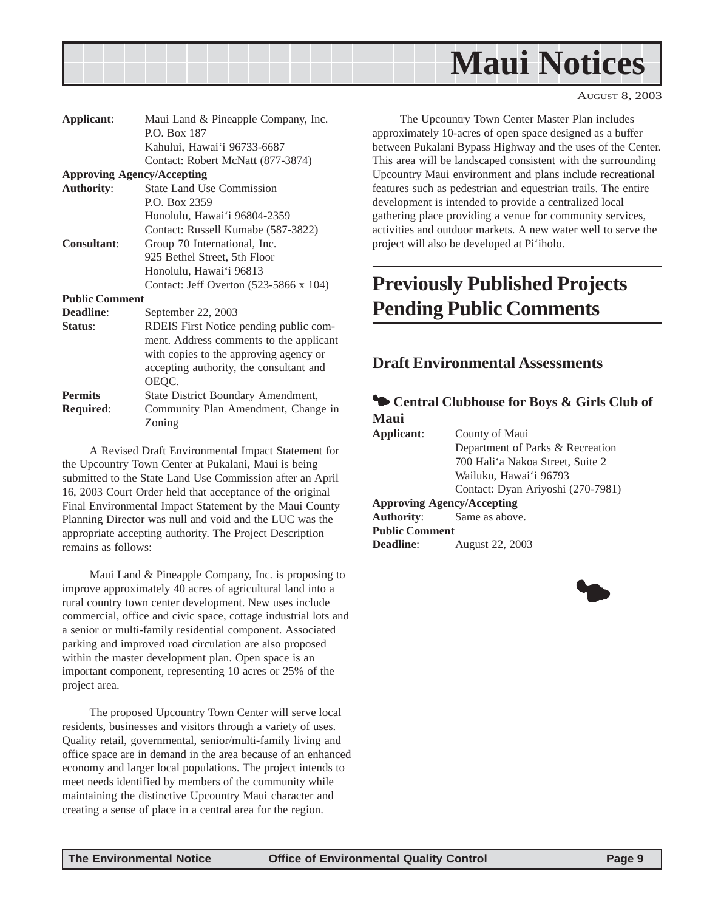| | |
|---|---|
| **Applicant**: | Maui Land & Pineapple Company, Inc.<br>P.O. Box 187<br>Kahului, Hawai'i 96733-6687<br>Contact: Robert McNatt (877-3874) |
| **Approving Agency/Accepting Authority**: | State Land Use Commission<br>P.O. Box 2359<br>Honolulu, Hawai'i 96804-2359<br>Contact: Russell Kumabe (587-3822) |
| **Consultant**: | Group 70 International, Inc.<br>925 Bethel Street, 5th Floor<br>Honolulu, Hawai'i 96813<br>Contact: Jeff Overton (523-5866 x 104) |
| **Public Comment Deadline**: | September 22, 2003 |
| **Status**: | RDEIS First Notice pending public comment. Address comments to the applicant with copies to the approving agency or accepting authority, the consultant and OEQC. |
| **Permits Required**: | State District Boundary Amendment, Community Plan Amendment, Change in Zoning |

A Revised Draft Environmental Impact Statement for the Upcountry Town Center at Pukalani, Maui is being submitted to the State Land Use Commission after an April 16, 2003 Court Order held that acceptance of the original Final Environmental Impact Statement by the Maui County Planning Director was null and void and the LUC was the appropriate accepting authority. The Project Description remains as follows:

Maui Land & Pineapple Company, Inc. is proposing to improve approximately 40 acres of agricultural land into a rural country town center development. New uses include commercial, office and civic space, cottage industrial lots and a senior or multi-family residential component. Associated parking and improved road circulation are also proposed within the master development plan. Open space is an important component, representing 10 acres or 25% of the project area.

The proposed Upcountry Town Center will serve local residents, businesses and visitors through a variety of uses. Quality retail, governmental, senior/multi-family living and office space are in demand in the area because of an enhanced economy and larger local populations. The project intends to meet needs identified by members of the community while maintaining the distinctive Upcountry Maui character and creating a sense of place in a central area for the region.

The Upcountry Town Center Master Plan includes approximately 10-acres of open space designed as a buffer between Pukalani Bypass Highway and the uses of the Center. This area will be landscaped consistent with the surrounding Upcountry Maui environment and plans include recreational features such as pedestrian and equestrian trails. The entire development is intended to provide a centralized local gathering place providing a venue for community services, activities and outdoor markets. A new water well to serve the project will also be developed at Pi'iholo.

## Previously Published Projects Pending Public Comments

### Draft Environmental Assessments

#### Central Clubhouse for Boys & Girls Club of Maui

| | |
|---|---|
| **Applicant**: | County of Maui<br>Department of Parks & Recreation<br>700 Hali'a Nakoa Street, Suite 2<br>Wailuku, Hawai'i 96793<br>Contact: Dyan Ariyoshi (270-7981) |
| **Approving Agency/Accepting Authority**: | Same as above. |
| **Public Comment Deadline**: | August 22, 2003 |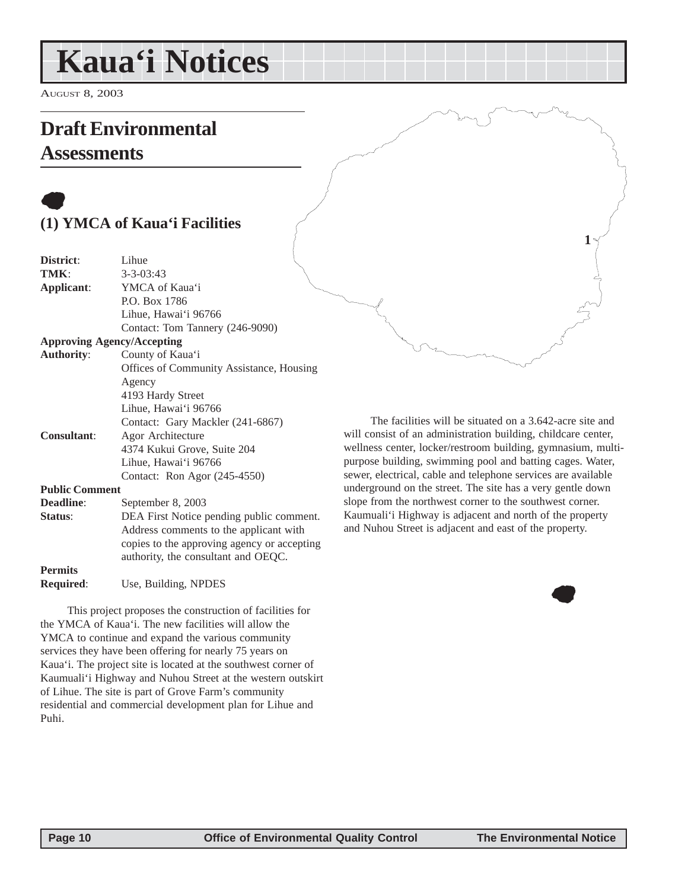# Kaua'i Notices

AUGUST 8, 2003

## Draft Environmental Assessments

### (1) YMCA of Kaua'i Facilities

**District**: Lihue
**TMK**: 3-3-03:43
**Applicant**: YMCA of Kaua'i
P.O. Box 1786
Lihue, Hawai'i 96766
Contact: Tom Tannery (246-9090)
**Approving Agency/Accepting Authority**: County of Kaua'i
Offices of Community Assistance, Housing Agency
4193 Hardy Street
Lihue, Hawai'i 96766
Contact: Gary Mackler (241-6867)
**Consultant**: Agor Architecture
4374 Kukui Grove, Suite 204
Lihue, Hawai'i 96766
Contact: Ron Agor (245-4550)
**Public Comment Deadline**: September 8, 2003
**Status**: DEA First Notice pending public comment. Address comments to the applicant with copies to the approving agency or accepting authority, the consultant and OEQC.
**Permits Required**: Use, Building, NPDES

This project proposes the construction of facilities for the YMCA of Kaua'i. The new facilities will allow the YMCA to continue and expand the various community services they have been offering for nearly 75 years on Kaua'i. The project site is located at the southwest corner of Kaumuali'i Highway and Nuhou Street at the western outskirt of Lihue. The site is part of Grove Farm's community residential and commercial development plan for Lihue and Puhi.

The facilities will be situated on a 3.642-acre site and will consist of an administration building, childcare center, wellness center, locker/restroom building, gymnasium, multi-purpose building, swimming pool and batting cages. Water, sewer, electrical, cable and telephone services are available underground on the street. The site has a very gentle down slope from the northwest corner to the southwest corner. Kaumuali'i Highway is adjacent and north of the property and Nuhou Street is adjacent and east of the property.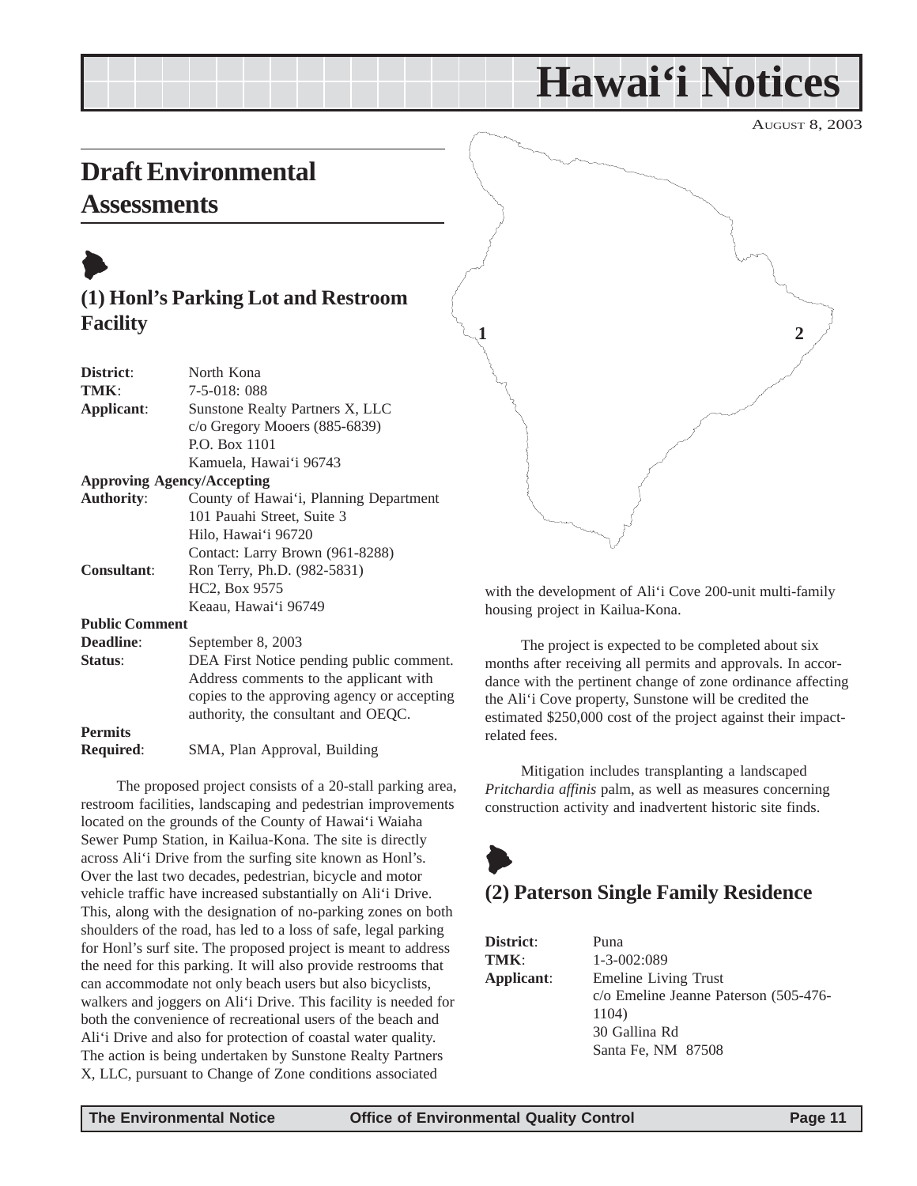# Hawai'i Notices

AUGUST 8, 2003

## Draft Environmental Assessments

### (1) Honl's Parking Lot and Restroom Facility

| | |
|---|---|
| **District**: | North Kona |
| **TMK**: | 7-5-018: 088 |
| **Applicant**: | Sunstone Realty Partners X, LLC<br>c/o Gregory Mooers (885-6839)<br>P.O. Box 1101<br>Kamuela, Hawai'i 96743 |
| **Approving Agency/Accepting Authority**: | County of Hawai'i, Planning Department<br>101 Pauahi Street, Suite 3<br>Hilo, Hawai'i 96720<br>Contact: Larry Brown (961-8288) |
| **Consultant**: | Ron Terry, Ph.D. (982-5831)<br>HC2, Box 9575<br>Keaau, Hawai'i 96749 |
| **Public Comment Deadline**: | September 8, 2003 |
| **Status**: | DEA First Notice pending public comment. Address comments to the applicant with copies to the approving agency or accepting authority, the consultant and OEQC. |
| **Permits Required**: | SMA, Plan Approval, Building |

The proposed project consists of a 20-stall parking area, restroom facilities, landscaping and pedestrian improvements located on the grounds of the County of Hawai'i Waiaha Sewer Pump Station, in Kailua-Kona. The site is directly across Ali'i Drive from the surfing site known as Honl's. Over the last two decades, pedestrian, bicycle and motor vehicle traffic have increased substantially on Ali'i Drive. This, along with the designation of no-parking zones on both shoulders of the road, has led to a loss of safe, legal parking for Honl's surf site. The proposed project is meant to address the need for this parking. It will also provide restrooms that can accommodate not only beach users but also bicyclists, walkers and joggers on Ali'i Drive. This facility is needed for both the convenience of recreational users of the beach and Ali'i Drive and also for protection of coastal water quality. The action is being undertaken by Sunstone Realty Partners X, LLC, pursuant to Change of Zone conditions associated with the development of Ali'i Cove 200-unit multi-family housing project in Kailua-Kona.

The project is expected to be completed about six months after receiving all permits and approvals. In accordance with the pertinent change of zone ordinance affecting the Ali'i Cove property, Sunstone will be credited the estimated $250,000 cost of the project against their impact-related fees.

Mitigation includes transplanting a landscaped *Pritchardia affinis* palm, as well as measures concerning construction activity and inadvertent historic site finds.

### (2) Paterson Single Family Residence

| | |
|---|---|
| **District**: | Puna |
| **TMK**: | 1-3-002:089 |
| **Applicant**: | Emeline Living Trust<br>c/o Emeline Jeanne Paterson (505-476-1104)<br>30 Gallina Rd<br>Santa Fe, NM 87508 |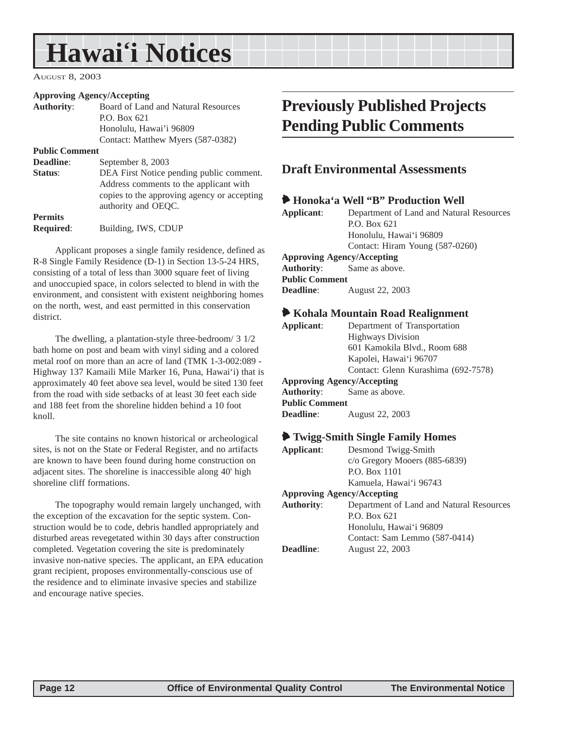**Approving Agency/Accepting**
**Authority**: Board of Land and Natural Resources
P.O. Box 621
Honolulu, Hawai'i 96809
Contact: Matthew Myers (587-0382)

**Public Comment**
**Deadline**: September 8, 2003
**Status**: DEA First Notice pending public comment. Address comments to the applicant with copies to the approving agency or accepting authority and OEQC.

**Permits**
**Required**: Building, IWS, CDUP

Applicant proposes a single family residence, defined as R-8 Single Family Residence (D-1) in Section 13-5-24 HRS, consisting of a total of less than 3000 square feet of living and unoccupied space, in colors selected to blend in with the environment, and consistent with existent neighboring homes on the north, west, and east permitted in this conservation district.

The dwelling, a plantation-style three-bedroom/ 3 1/2 bath home on post and beam with vinyl siding and a colored metal roof on more than an acre of land (TMK 1-3-002:089 - Highway 137 Kamaili Mile Marker 16, Puna, Hawai'i) that is approximately 40 feet above sea level, would be sited 130 feet from the road with side setbacks of at least 30 feet each side and 188 feet from the shoreline hidden behind a 10 foot knoll.

The site contains no known historical or archeological sites, is not on the State or Federal Register, and no artifacts are known to have been found during home construction on adjacent sites. The shoreline is inaccessible along 40' high shoreline cliff formations.

The topography would remain largely unchanged, with the exception of the excavation for the septic system. Construction would be to code, debris handled appropriately and disturbed areas revegetated within 30 days after construction completed. Vegetation covering the site is predominately invasive non-native species. The applicant, an EPA education grant recipient, proposes environmentally-conscious use of the residence and to eliminate invasive species and stabilize and encourage native species.

# Previously Published Projects Pending Public Comments

## Draft Environmental Assessments

### Honoka'a Well "B" Production Well

**Applicant**: Department of Land and Natural Resources
P.O. Box 621
Honolulu, Hawai'i 96809
Contact: Hiram Young (587-0260)

**Approving Agency/Accepting**
**Authority**: Same as above.

**Public Comment**
**Deadline**: August 22, 2003

### Kohala Mountain Road Realignment

**Applicant**: Department of Transportation
Highways Division
601 Kamokila Blvd., Room 688
Kapolei, Hawai'i 96707
Contact: Glenn Kurashima (692-7578)

**Approving Agency/Accepting**
**Authority**: Same as above.

**Public Comment**
**Deadline**: August 22, 2003

### Twigg-Smith Single Family Homes

**Applicant**: Desmond Twigg-Smith
c/o Gregory Mooers (885-6839)
P.O. Box 1101
Kamuela, Hawai'i 96743

**Approving Agency/Accepting**
**Authority**: Department of Land and Natural Resources
P.O. Box 621
Honolulu, Hawai'i 96809
Contact: Sam Lemmo (587-0414)

**Deadline**: August 22, 2003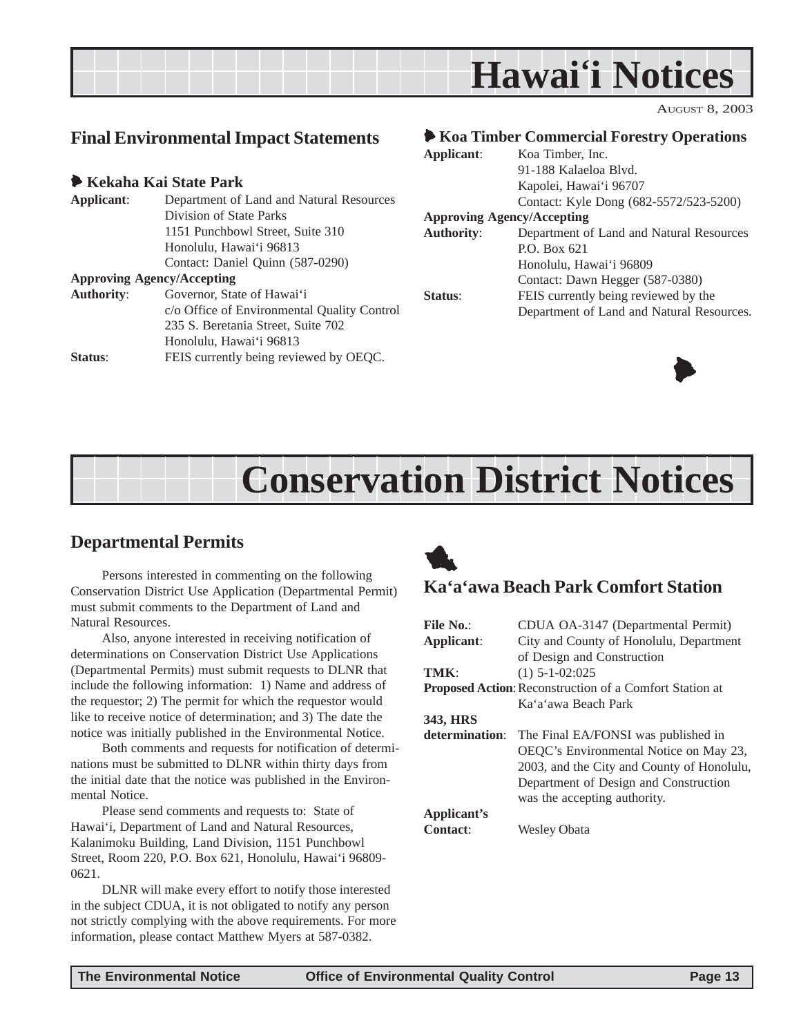# Hawai'i Notices

AUGUST 8, 2003

## Final Environmental Impact Statements

### Kekaha Kai State Park

**Applicant**: Department of Land and Natural Resources
Division of State Parks
1151 Punchbowl Street, Suite 310
Honolulu, Hawai'i 96813
Contact: Daniel Quinn (587-0290)

**Approving Agency/Accepting Authority**: Governor, State of Hawai'i
c/o Office of Environmental Quality Control
235 S. Beretania Street, Suite 702
Honolulu, Hawai'i 96813

**Status**: FEIS currently being reviewed by OEQC.

### Koa Timber Commercial Forestry Operations

**Applicant**: Koa Timber, Inc.
91-188 Kalaeloa Blvd.
Kapolei, Hawai'i 96707
Contact: Kyle Dong (682-5572/523-5200)

**Approving Agency/Accepting Authority**: Department of Land and Natural Resources
P.O. Box 621
Honolulu, Hawai'i 96809
Contact: Dawn Hegger (587-0380)

**Status**: FEIS currently being reviewed by the Department of Land and Natural Resources.

# Conservation District Notices

## Departmental Permits

Persons interested in commenting on the following Conservation District Use Application (Departmental Permit) must submit comments to the Department of Land and Natural Resources.

Also, anyone interested in receiving notification of determinations on Conservation District Use Applications (Departmental Permits) must submit requests to DLNR that include the following information: 1) Name and address of the requestor; 2) The permit for which the requestor would like to receive notice of determination; and 3) The date the notice was initially published in the Environmental Notice.

Both comments and requests for notification of determinations must be submitted to DLNR within thirty days from the initial date that the notice was published in the Environmental Notice.

Please send comments and requests to: State of Hawai'i, Department of Land and Natural Resources, Kalanimoku Building, Land Division, 1151 Punchbowl Street, Room 220, P.O. Box 621, Honolulu, Hawai'i 96809-0621.

DLNR will make every effort to notify those interested in the subject CDUA, it is not obligated to notify any person not strictly complying with the above requirements. For more information, please contact Matthew Myers at 587-0382.

## Ka'a'awa Beach Park Comfort Station

**File No.**: CDUA OA-3147 (Departmental Permit)

**Applicant**: City and County of Honolulu, Department of Design and Construction

**TMK**: (1) 5-1-02:025

**Proposed Action**: Reconstruction of a Comfort Station at Ka'a'awa Beach Park

**343, HRS determination**: The Final EA/FONSI was published in OEQC's Environmental Notice on May 23, 2003, and the City and County of Honolulu, Department of Design and Construction was the accepting authority.

**Applicant's Contact**: Wesley Obata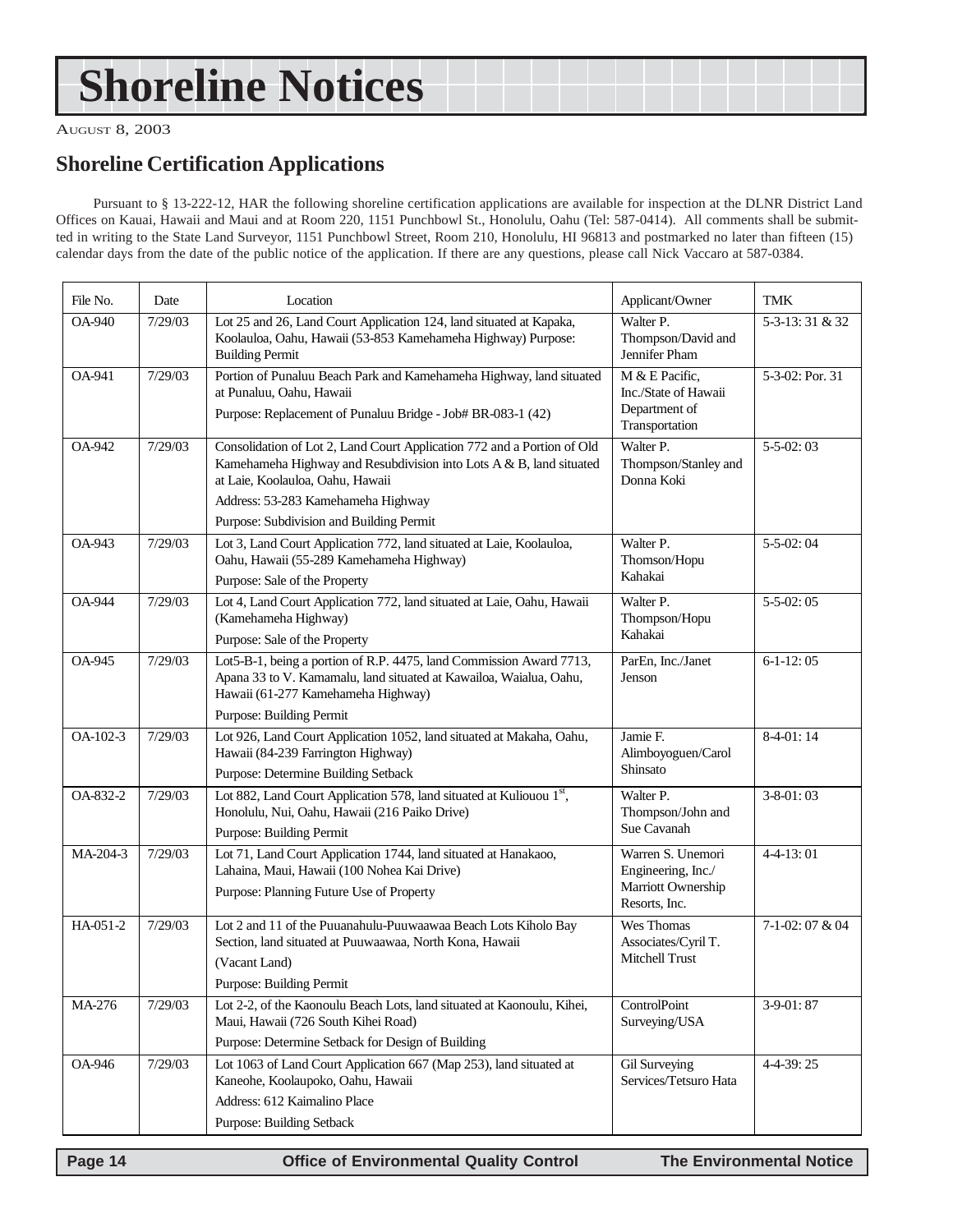# Shoreline Notices

AUGUST 8, 2003

## Shoreline Certification Applications

Pursuant to § 13-222-12, HAR the following shoreline certification applications are available for inspection at the DLNR District Land Offices on Kauai, Hawaii and Maui and at Room 220, 1151 Punchbowl St., Honolulu, Oahu (Tel: 587-0414). All comments shall be submitted in writing to the State Land Surveyor, 1151 Punchbowl Street, Room 210, Honolulu, HI 96813 and postmarked no later than fifteen (15) calendar days from the date of the public notice of the application. If there are any questions, please call Nick Vaccaro at 587-0384.

| File No. | Date | Location | Applicant/Owner | TMK |
|---|---|---|---|---|
| OA-940 | 7/29/03 | Lot 25 and 26, Land Court Application 124, land situated at Kapaka, Koolauloa, Oahu, Hawaii (53-853 Kamehameha Highway) Purpose: Building Permit | Walter P. Thompson/David and Jennifer Pham | 5-3-13: 31 & 32 |
| OA-941 | 7/29/03 | Portion of Punaluu Beach Park and Kamehameha Highway, land situated at Punaluu, Oahu, Hawaii<br>Purpose: Replacement of Punaluu Bridge - Job# BR-083-1 (42) | M & E Pacific, Inc./State of Hawaii Department of Transportation | 5-3-02: Por. 31 |
| OA-942 | 7/29/03 | Consolidation of Lot 2, Land Court Application 772 and a Portion of Old Kamehameha Highway and Resubdivision into Lots A & B, land situated at Laie, Koolauloa, Oahu, Hawaii<br>Address: 53-283 Kamehameha Highway<br>Purpose: Subdivision and Building Permit | Walter P. Thompson/Stanley and Donna Koki | 5-5-02: 03 |
| OA-943 | 7/29/03 | Lot 3, Land Court Application 772, land situated at Laie, Koolauloa, Oahu, Hawaii (55-289 Kamehameha Highway)<br>Purpose: Sale of the Property | Walter P. Thomson/Hopu Kahakai | 5-5-02: 04 |
| OA-944 | 7/29/03 | Lot 4, Land Court Application 772, land situated at Laie, Oahu, Hawaii (Kamehameha Highway)<br>Purpose: Sale of the Property | Walter P. Thompson/Hopu Kahakai | 5-5-02: 05 |
| OA-945 | 7/29/03 | Lot5-B-1, being a portion of R.P. 4475, land Commission Award 7713, Apana 33 to V. Kamamalu, land situated at Kawailoa, Waialua, Oahu, Hawaii (61-277 Kamehameha Highway)<br>Purpose: Building Permit | ParEn, Inc./Janet Jenson | 6-1-12: 05 |
| OA-102-3 | 7/29/03 | Lot 926, Land Court Application 1052, land situated at Makaha, Oahu, Hawaii (84-239 Farrington Highway)<br>Purpose: Determine Building Setback | Jamie F. Alimboyoguen/Carol Shinsato | 8-4-01: 14 |
| OA-832-2 | 7/29/03 | Lot 882, Land Court Application 578, land situated at Kuliouou 1st, Honolulu, Nui, Oahu, Hawaii (216 Paiko Drive)<br>Purpose: Building Permit | Walter P. Thompson/John and Sue Cavanah | 3-8-01: 03 |
| MA-204-3 | 7/29/03 | Lot 71, Land Court Application 1744, land situated at Hanakaoo, Lahaina, Maui, Hawaii (100 Nohea Kai Drive)<br>Purpose: Planning Future Use of Property | Warren S. Unemori Engineering, Inc./ Marriott Ownership Resorts, Inc. | 4-4-13: 01 |
| HA-051-2 | 7/29/03 | Lot 2 and 11 of the Puuanahulu-Puuwaawaa Beach Lots Kiholo Bay Section, land situated at Puuwaawaa, North Kona, Hawaii<br>(Vacant Land)<br>Purpose: Building Permit | Wes Thomas Associates/Cyril T. Mitchell Trust | 7-1-02: 07 & 04 |
| MA-276 | 7/29/03 | Lot 2-2, of the Kaonoulu Beach Lots, land situated at Kaonoulu, Kihei, Maui, Hawaii (726 South Kihei Road)<br>Purpose: Determine Setback for Design of Building | ControlPoint Surveying/USA | 3-9-01: 87 |
| OA-946 | 7/29/03 | Lot 1063 of Land Court Application 667 (Map 253), land situated at Kaneohe, Koolaupoko, Oahu, Hawaii<br>Address: 612 Kaimalino Place<br>Purpose: Building Setback | Gil Surveying Services/Tetsuro Hata | 4-4-39: 25 |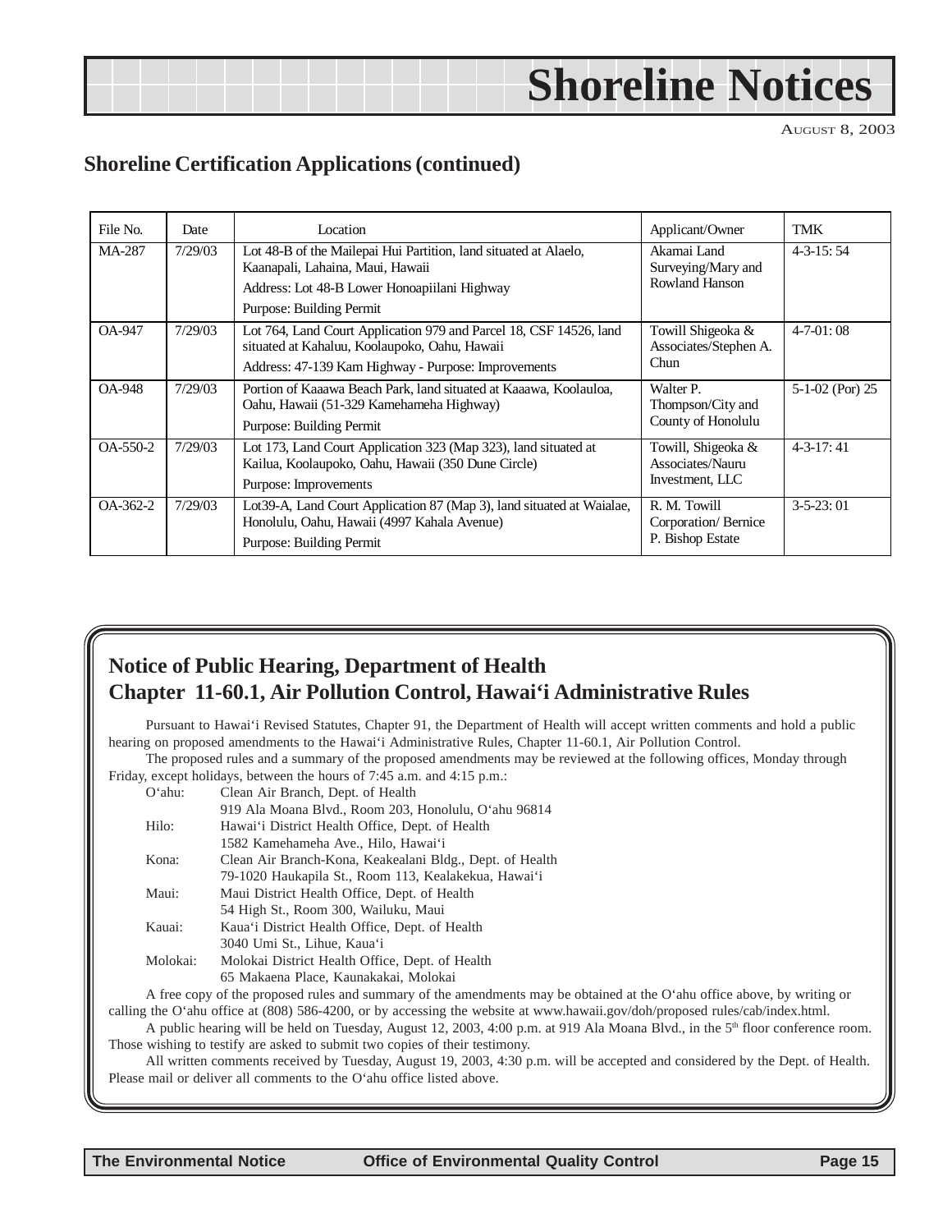# Shoreline Notices

## Shoreline Certification Applications (continued)

| File No. | Date | Location | Applicant/Owner | TMK |
|---|---|---|---|---|
| MA-287 | 7/29/03 | Lot 48-B of the Mailepai Hui Partition, land situated at Alaelo, Kaanapali, Lahaina, Maui, Hawaii<br>Address: Lot 48-B Lower Honoapiilani Highway<br>Purpose: Building Permit | Akamai Land Surveying/Mary and Rowland Hanson | 4-3-15: 54 |
| OA-947 | 7/29/03 | Lot 764, Land Court Application 979 and Parcel 18, CSF 14526, land situated at Kahaluu, Koolaupoko, Oahu, Hawaii<br>Address: 47-139 Kam Highway - Purpose: Improvements | Towill Shigeoka & Associates/Stephen A. Chun | 4-7-01: 08 |
| OA-948 | 7/29/03 | Portion of Kaaawa Beach Park, land situated at Kaaawa, Koolauloa, Oahu, Hawaii (51-329 Kamehameha Highway)<br>Purpose: Building Permit | Walter P. Thompson/City and County of Honolulu | 5-1-02 (Por) 25 |
| OA-550-2 | 7/29/03 | Lot 173, Land Court Application 323 (Map 323), land situated at Kailua, Koolaupoko, Oahu, Hawaii (350 Dune Circle)<br>Purpose: Improvements | Towill, Shigeoka & Associates/Nauru Investment, LLC | 4-3-17: 41 |
| OA-362-2 | 7/29/03 | Lot39-A, Land Court Application 87 (Map 3), land situated at Waialae, Honolulu, Oahu, Hawaii (4997 Kahala Avenue)<br>Purpose: Building Permit | R. M. Towill Corporation/ Bernice P. Bishop Estate | 3-5-23: 01 |

## Notice of Public Hearing, Department of Health
## Chapter 11-60.1, Air Pollution Control, Hawai'i Administrative Rules

Pursuant to Hawai'i Revised Statutes, Chapter 91, the Department of Health will accept written comments and hold a public hearing on proposed amendments to the Hawai'i Administrative Rules, Chapter 11-60.1, Air Pollution Control.

The proposed rules and a summary of the proposed amendments may be reviewed at the following offices, Monday through Friday, except holidays, between the hours of 7:45 a.m. and 4:15 p.m.:

- O'ahu: Clean Air Branch, Dept. of Health
  919 Ala Moana Blvd., Room 203, Honolulu, O'ahu 96814
- Hilo: Hawai'i District Health Office, Dept. of Health
  1582 Kamehameha Ave., Hilo, Hawai'i
- Kona: Clean Air Branch-Kona, Keakealani Bldg., Dept. of Health
  79-1020 Haukapila St., Room 113, Kealakekua, Hawai'i
- Maui: Maui District Health Office, Dept. of Health
  54 High St., Room 300, Wailuku, Maui
- Kauai: Kaua'i District Health Office, Dept. of Health
  3040 Umi St., Lihue, Kaua'i
- Molokai: Molokai District Health Office, Dept. of Health
  65 Makaena Place, Kaunakakai, Molokai

A free copy of the proposed rules and summary of the amendments may be obtained at the O'ahu office above, by writing or calling the O'ahu office at (808) 586-4200, or by accessing the website at www.hawaii.gov/doh/proposed rules/cab/index.html.

A public hearing will be held on Tuesday, August 12, 2003, 4:00 p.m. at 919 Ala Moana Blvd., in the 5th floor conference room. Those wishing to testify are asked to submit two copies of their testimony.

All written comments received by Tuesday, August 19, 2003, 4:30 p.m. will be accepted and considered by the Dept. of Health. Please mail or deliver all comments to the O'ahu office listed above.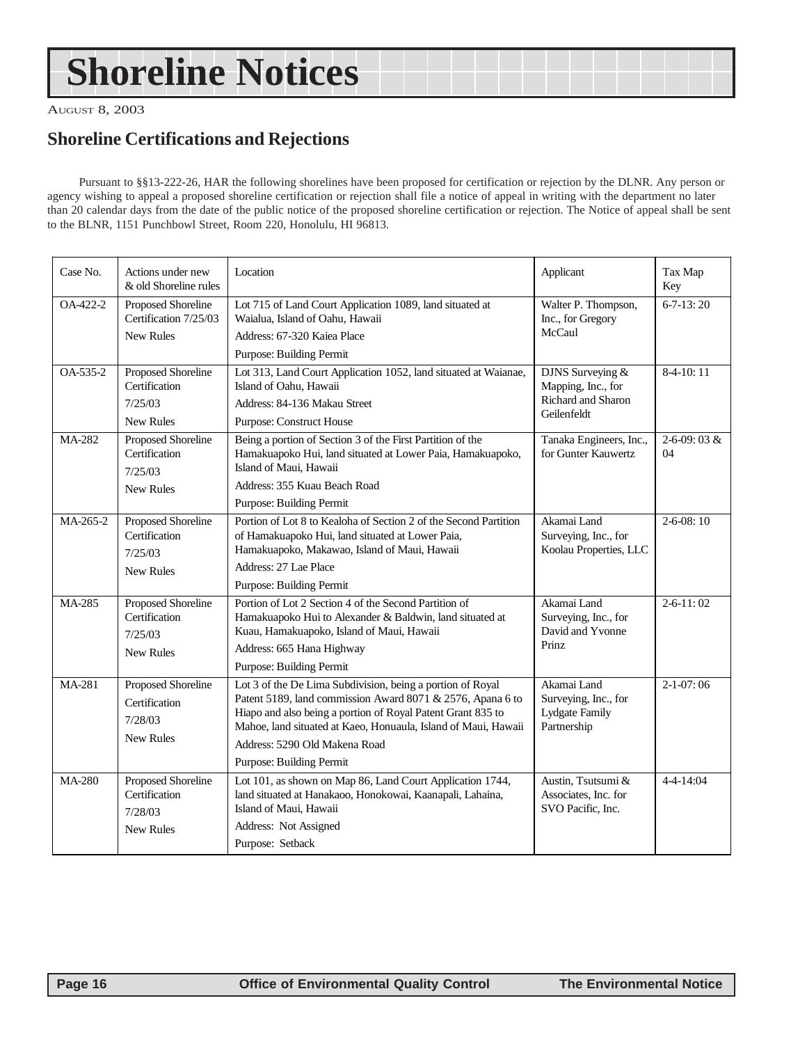# Shoreline Notices

AUGUST 8, 2003

## Shoreline Certifications and Rejections

Pursuant to §§13-222-26, HAR the following shorelines have been proposed for certification or rejection by the DLNR. Any person or agency wishing to appeal a proposed shoreline certification or rejection shall file a notice of appeal in writing with the department no later than 20 calendar days from the date of the public notice of the proposed shoreline certification or rejection. The Notice of appeal shall be sent to the BLNR, 1151 Punchbowl Street, Room 220, Honolulu, HI 96813.

| Case No. | Actions under new & old Shoreline rules | Location | Applicant | Tax Map Key |
|---|---|---|---|---|
| OA-422-2 | Proposed Shoreline Certification 7/25/03<br>New Rules | Lot 715 of Land Court Application 1089, land situated at Waialua, Island of Oahu, Hawaii<br>Address: 67-320 Kaiea Place<br>Purpose: Building Permit | Walter P. Thompson, Inc., for Gregory McCaul | 6-7-13: 20 |
| OA-535-2 | Proposed Shoreline Certification<br>7/25/03<br>New Rules | Lot 313, Land Court Application 1052, land situated at Waianae, Island of Oahu, Hawaii<br>Address: 84-136 Makau Street<br>Purpose: Construct House | DJNS Surveying & Mapping, Inc., for Richard and Sharon Geilenfeldt | 8-4-10: 11 |
| MA-282 | Proposed Shoreline Certification<br>7/25/03<br>New Rules | Being a portion of Section 3 of the First Partition of the Hamakuapoko Hui, land situated at Lower Paia, Hamakuapoko, Island of Maui, Hawaii<br>Address: 355 Kuau Beach Road<br>Purpose: Building Permit | Tanaka Engineers, Inc., for Gunter Kauwertz | 2-6-09: 03 & 04 |
| MA-265-2 | Proposed Shoreline Certification<br>7/25/03<br>New Rules | Portion of Lot 8 to Kealoha of Section 2 of the Second Partition of Hamakuapoko Hui, land situated at Lower Paia, Hamakuapoko, Makawao, Island of Maui, Hawaii<br>Address: 27 Lae Place<br>Purpose: Building Permit | Akamai Land Surveying, Inc., for Koolau Properties, LLC | 2-6-08: 10 |
| MA-285 | Proposed Shoreline Certification<br>7/25/03<br>New Rules | Portion of Lot 2 Section 4 of the Second Partition of Hamakuapoko Hui to Alexander & Baldwin, land situated at Kuau, Hamakuapoko, Island of Maui, Hawaii<br>Address: 665 Hana Highway<br>Purpose: Building Permit | Akamai Land Surveying, Inc., for David and Yvonne Prinz | 2-6-11: 02 |
| MA-281 | Proposed Shoreline Certification<br>7/28/03<br>New Rules | Lot 3 of the De Lima Subdivision, being a portion of Royal Patent 5189, land commission Award 8071 & 2576, Apana 6 to Hiapo and also being a portion of Royal Patent Grant 835 to Mahoe, land situated at Kaeo, Honuaula, Island of Maui, Hawaii<br>Address: 5290 Old Makena Road<br>Purpose: Building Permit | Akamai Land Surveying, Inc., for Lydgate Family Partnership | 2-1-07: 06 |
| MA-280 | Proposed Shoreline Certification<br>7/28/03<br>New Rules | Lot 101, as shown on Map 86, Land Court Application 1744, land situated at Hanakaoo, Honokowai, Kaanapali, Lahaina, Island of Maui, Hawaii<br>Address: Not Assigned<br>Purpose: Setback | Austin, Tsutsumi & Associates, Inc. for SVO Pacific, Inc. | 4-4-14:04 |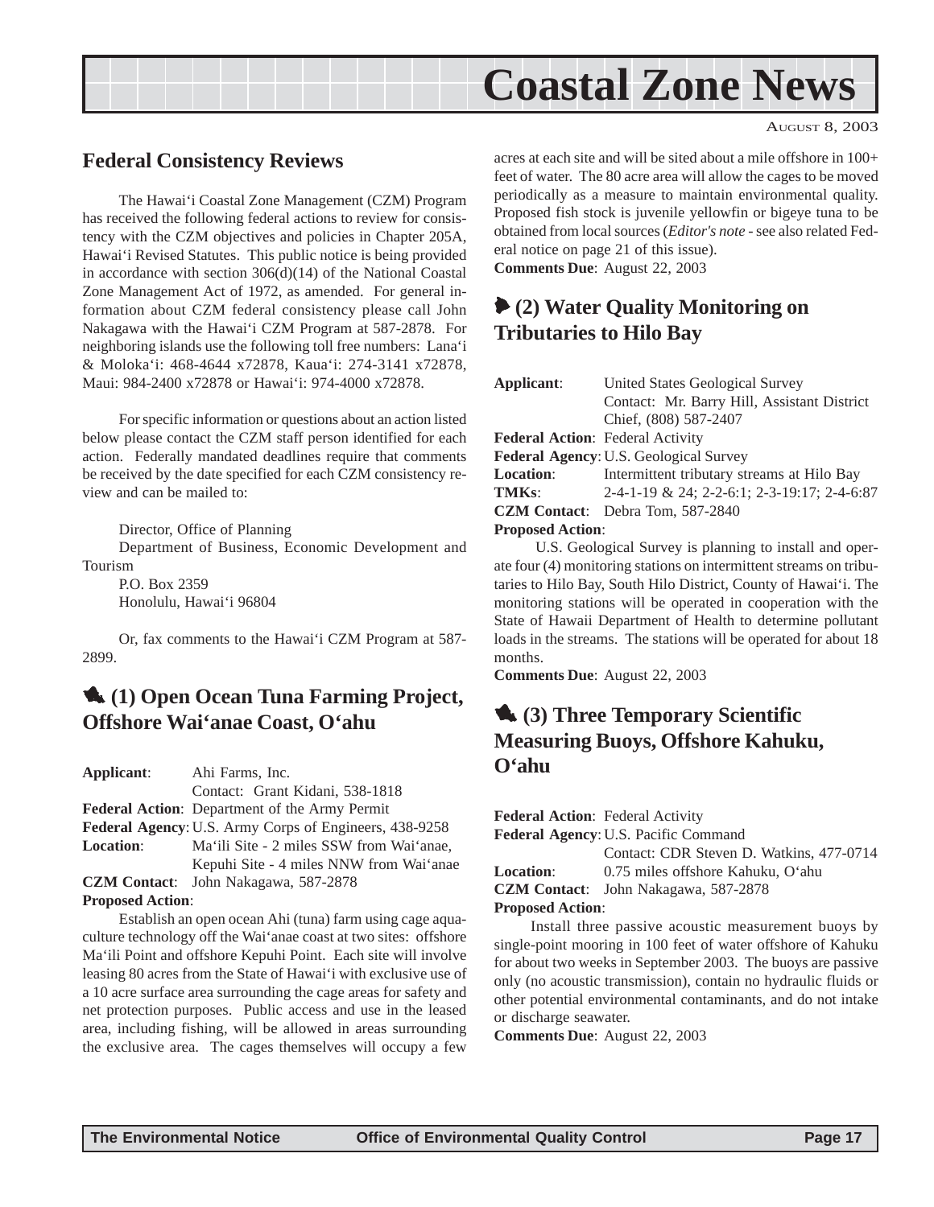# Coastal Zone News

AUGUST 8, 2003

## Federal Consistency Reviews

The Hawai'i Coastal Zone Management (CZM) Program has received the following federal actions to review for consistency with the CZM objectives and policies in Chapter 205A, Hawai'i Revised Statutes. This public notice is being provided in accordance with section 306(d)(14) of the National Coastal Zone Management Act of 1972, as amended. For general information about CZM federal consistency please call John Nakagawa with the Hawai'i CZM Program at 587-2878. For neighboring islands use the following toll free numbers: Lana'i & Moloka'i: 468-4644 x72878, Kaua'i: 274-3141 x72878, Maui: 984-2400 x72878 or Hawai'i: 974-4000 x72878.

For specific information or questions about an action listed below please contact the CZM staff person identified for each action. Federally mandated deadlines require that comments be received by the date specified for each CZM consistency review and can be mailed to:

Director, Office of Planning
Department of Business, Economic Development and Tourism
P.O. Box 2359
Honolulu, Hawai'i 96804

Or, fax comments to the Hawai'i CZM Program at 587-2899.

## (1) Open Ocean Tuna Farming Project, Offshore Wai'anae Coast, O'ahu

**Applicant**: Ahi Farms, Inc.
Contact: Grant Kidani, 538-1818
**Federal Action**: Department of the Army Permit
**Federal Agency**: U.S. Army Corps of Engineers, 438-9258
**Location**: Ma'ili Site - 2 miles SSW from Wai'anae, Kepuhi Site - 4 miles NNW from Wai'anae
**CZM Contact**: John Nakagawa, 587-2878
**Proposed Action**:

Establish an open ocean Ahi (tuna) farm using cage aquaculture technology off the Wai'anae coast at two sites: offshore Ma'ili Point and offshore Kepuhi Point. Each site will involve leasing 80 acres from the State of Hawai'i with exclusive use of a 10 acre surface area surrounding the cage areas for safety and net protection purposes. Public access and use in the leased area, including fishing, will be allowed in areas surrounding the exclusive area. The cages themselves will occupy a few acres at each site and will be sited about a mile offshore in 100+ feet of water. The 80 acre area will allow the cages to be moved periodically as a measure to maintain environmental quality. Proposed fish stock is juvenile yellowfin or bigeye tuna to be obtained from local sources (*Editor's note* - see also related Federal notice on page 21 of this issue).

**Comments Due**: August 22, 2003

## (2) Water Quality Monitoring on Tributaries to Hilo Bay

**Applicant**: United States Geological Survey
Contact: Mr. Barry Hill, Assistant District Chief, (808) 587-2407
**Federal Action**: Federal Activity
**Federal Agency**: U.S. Geological Survey
**Location**: Intermittent tributary streams at Hilo Bay
**TMKs**: 2-4-1-19 & 24; 2-2-6:1; 2-3-19:17; 2-4-6:87
**CZM Contact**: Debra Tom, 587-2840
**Proposed Action**:

U.S. Geological Survey is planning to install and operate four (4) monitoring stations on intermittent streams on tributaries to Hilo Bay, South Hilo District, County of Hawai'i. The monitoring stations will be operated in cooperation with the State of Hawaii Department of Health to determine pollutant loads in the streams. The stations will be operated for about 18 months.

**Comments Due**: August 22, 2003

## (3) Three Temporary Scientific Measuring Buoys, Offshore Kahuku, O'ahu

**Federal Action**: Federal Activity
**Federal Agency**: U.S. Pacific Command
Contact: CDR Steven D. Watkins, 477-0714
**Location**: 0.75 miles offshore Kahuku, O'ahu
**CZM Contact**: John Nakagawa, 587-2878
**Proposed Action**:

Install three passive acoustic measurement buoys by single-point mooring in 100 feet of water offshore of Kahuku for about two weeks in September 2003. The buoys are passive only (no acoustic transmission), contain no hydraulic fluids or other potential environmental contaminants, and do not intake or discharge seawater.

**Comments Due**: August 22, 2003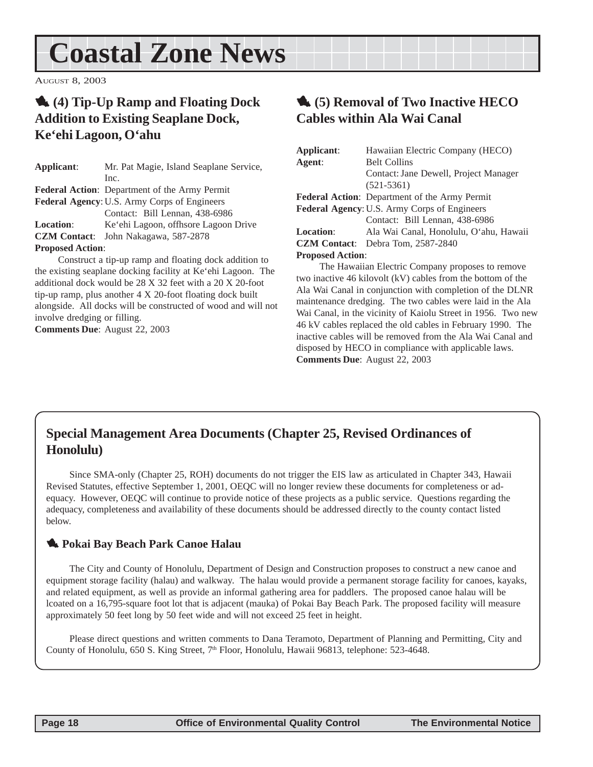# Coastal Zone News

AUGUST 8, 2003

## (4) Tip-Up Ramp and Floating Dock Addition to Existing Seaplane Dock, Ke'ehi Lagoon, O'ahu

**Applicant**: Mr. Pat Magie, Island Seaplane Service, Inc.
**Federal Action**: Department of the Army Permit
**Federal Agency**: U.S. Army Corps of Engineers
Contact: Bill Lennan, 438-6986
**Location**: Ke'ehi Lagoon, offhsore Lagoon Drive
**CZM Contact**: John Nakagawa, 587-2878
**Proposed Action**:

Construct a tip-up ramp and floating dock addition to the existing seaplane docking facility at Ke'ehi Lagoon. The additional dock would be 28 X 32 feet with a 20 X 20-foot tip-up ramp, plus another 4 X 20-foot floating dock built alongside. All docks will be constructed of wood and will not involve dredging or filling.

**Comments Due**: August 22, 2003

## (5) Removal of Two Inactive HECO Cables within Ala Wai Canal

**Applicant**: Hawaiian Electric Company (HECO)
**Agent**: Belt Collins
Contact: Jane Dewell, Project Manager (521-5361)
**Federal Action**: Department of the Army Permit
**Federal Agency**: U.S. Army Corps of Engineers
Contact: Bill Lennan, 438-6986
**Location**: Ala Wai Canal, Honolulu, O'ahu, Hawaii
**CZM Contact**: Debra Tom, 2587-2840
**Proposed Action**:

The Hawaiian Electric Company proposes to remove two inactive 46 kilovolt (kV) cables from the bottom of the Ala Wai Canal in conjunction with completion of the DLNR maintenance dredging. The two cables were laid in the Ala Wai Canal, in the vicinity of Kaiolu Street in 1956. Two new 46 kV cables replaced the old cables in February 1990. The inactive cables will be removed from the Ala Wai Canal and disposed by HECO in compliance with applicable laws.

**Comments Due**: August 22, 2003

## Special Management Area Documents (Chapter 25, Revised Ordinances of Honolulu)

Since SMA-only (Chapter 25, ROH) documents do not trigger the EIS law as articulated in Chapter 343, Hawaii Revised Statutes, effective September 1, 2001, OEQC will no longer review these documents for completeness or adequacy. However, OEQC will continue to provide notice of these projects as a public service. Questions regarding the adequacy, completeness and availability of these documents should be addressed directly to the county contact listed below.

### Pokai Bay Beach Park Canoe Halau

The City and County of Honolulu, Department of Design and Construction proposes to construct a new canoe and equipment storage facility (halau) and walkway. The halau would provide a permanent storage facility for canoes, kayaks, and related equipment, as well as provide an informal gathering area for paddlers. The proposed canoe halau will be lcoated on a 16,795-square foot lot that is adjacent (mauka) of Pokai Bay Beach Park. The proposed facility will measure approximately 50 feet long by 50 feet wide and will not exceed 25 feet in height.

Please direct questions and written comments to Dana Teramoto, Department of Planning and Permitting, City and County of Honolulu, 650 S. King Street, 7th Floor, Honolulu, Hawaii 96813, telephone: 523-4648.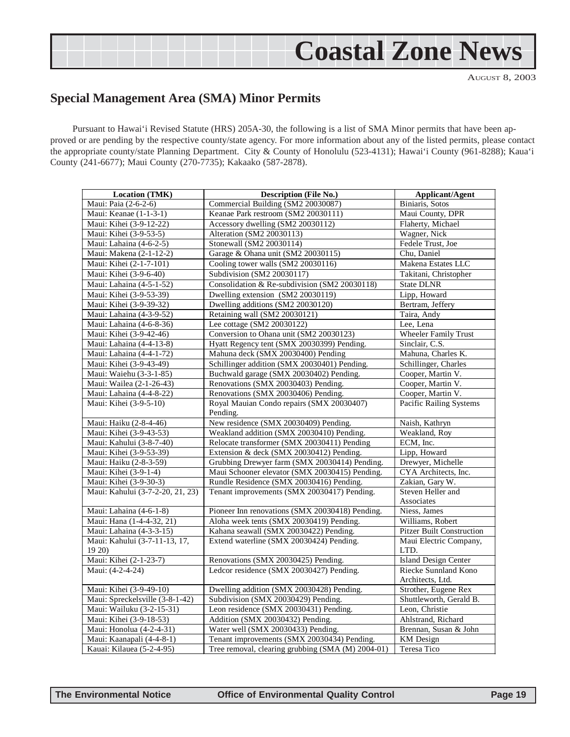## Special Management Area (SMA) Minor Permits

Pursuant to Hawai'i Revised Statute (HRS) 205A-30, the following is a list of SMA Minor permits that have been approved or are pending by the respective county/state agency. For more information about any of the listed permits, please contact the appropriate county/state Planning Department. City & County of Honolulu (523-4131); Hawai'i County (961-8288); Kaua'i County (241-6677); Maui County (270-7735); Kakaako (587-2878).

| Location (TMK) | Description (File No.) | Applicant/Agent |
|---|---|---|
| Maui: Paia (2-6-2-6) | Commercial Building (SM2 20030087) | Biniaris, Sotos |
| Maui: Keanae (1-1-3-1) | Keanae Park restroom (SM2 20030111) | Maui County, DPR |
| Maui: Kihei (3-9-12-22) | Accessory dwelling (SM2 20030112) | Flaherty, Michael |
| Maui: Kihei (3-9-53-5) | Alteration (SM2 20030113) | Wagner, Nick |
| Maui: Lahaina (4-6-2-5) | Stonewall (SM2 20030114) | Fedele Trust, Joe |
| Maui: Makena (2-1-12-2) | Garage & Ohana unit (SM2 20030115) | Chu, Daniel |
| Maui: Kihei (2-1-7-101) | Cooling tower walls (SM2 20030116) | Makena Estates LLC |
| Maui: Kihei (3-9-6-40) | Subdivision (SM2 20030117) | Takitani, Christopher |
| Maui: Lahaina (4-5-1-52) | Consolidation & Re-subdivision (SM2 20030118) | State DLNR |
| Maui: Kihei (3-9-53-39) | Dwelling extension (SM2 20030119) | Lipp, Howard |
| Maui: Kihei (3-9-39-32) | Dwelling additions (SM2 20030120) | Bertram, Jeffery |
| Maui: Lahaina (4-3-9-52) | Retaining wall (SM2 20030121) | Taira, Andy |
| Maui: Lahaina (4-6-8-36) | Lee cottage (SM2 20030122) | Lee, Lena |
| Maui: Kihei (3-9-42-46) | Conversion to Ohana unit (SM2 20030123) | Wheeler Family Trust |
| Maui: Lahaina (4-4-13-8) | Hyatt Regency tent (SMX 20030399) Pending. | Sinclair, C.S. |
| Maui: Lahaina (4-4-1-72) | Mahuna deck (SMX 20030400) Pending | Mahuna, Charles K. |
| Maui: Kihei (3-9-43-49) | Schillinger addition (SMX 20030401) Pending. | Schillinger, Charles |
| Maui: Waiehu (3-3-1-85) | Buchwald garage (SMX 20030402) Pending. | Cooper, Martin V. |
| Maui: Wailea (2-1-26-43) | Renovations (SMX 20030403) Pending. | Cooper, Martin V. |
| Maui: Lahaina (4-4-8-22) | Renovations (SMX 20030406) Pending. | Cooper, Martin V. |
| Maui: Kihei (3-9-5-10) | Royal Mauian Condo repairs (SMX 20030407) Pending. | Pacific Railing Systems |
| Maui: Haiku (2-8-4-46) | New residence (SMX 20030409) Pending. | Naish, Kathryn |
| Maui: Kihei (3-9-43-53) | Weakland addition (SMX 20030410) Pending. | Weakland, Roy |
| Maui: Kahului (3-8-7-40) | Relocate transformer (SMX 20030411) Pending | ECM, Inc. |
| Maui: Kihei (3-9-53-39) | Extension & deck (SMX 20030412) Pending. | Lipp, Howard |
| Maui: Haiku (2-8-3-59) | Grubbing Drewyer farm (SMX 20030414) Pending. | Drewyer, Michelle |
| Maui: Kihei (3-9-1-4) | Maui Schooner elevator (SMX 20030415) Pending. | CYA Architects, Inc. |
| Maui: Kihei (3-9-30-3) | Rundle Residence (SMX 20030416) Pending. | Zakian, Gary W. |
| Maui: Kahului (3-7-2-20, 21, 23) | Tenant improvements (SMX 20030417) Pending. | Steven Heller and Associates |
| Maui: Lahaina (4-6-1-8) | Pioneer Inn renovations (SMX 20030418) Pending. | Niess, James |
| Maui: Hana (1-4-4-32, 21) | Aloha week tents (SMX 20030419) Pending. | Williams, Robert |
| Maui: Lahaina (4-3-3-15) | Kahana seawall (SMX 20030422) Pending. | Pitzer Built Construction |
| Maui: Kahului (3-7-11-13, 17, 19 20) | Extend waterline (SMX 20030424) Pending. | Maui Electric Company, LTD. |
| Maui: Kihei (2-1-23-7) | Renovations (SMX 20030425) Pending. | Island Design Center |
| Maui: (4-2-4-24) | Ledcor residence (SMX 20030427) Pending. | Riecke Sunnland Kono Architects, Ltd. |
| Maui: Kihei (3-9-49-10) | Dwelling addition (SMX 20030428) Pending. | Strother, Eugene Rex |
| Maui: Spreckelsville (3-8-1-42) | Subdivision (SMX 20030429) Pending. | Shuttleworth, Gerald B. |
| Maui: Wailuku (3-2-15-31) | Leon residence (SMX 20030431) Pending. | Leon, Christie |
| Maui: Kihei (3-9-18-53) | Addition (SMX 20030432) Pending. | Ahlstrand, Richard |
| Maui: Honolua (4-2-4-31) | Water well (SMX 20030433) Pending. | Brennan, Susan & John |
| Maui: Kaanapali (4-4-8-1) | Tenant improvements (SMX 20030434) Pending. | KM Design |
| Kauai: Kilauea (5-2-4-95) | Tree removal, clearing grubbing (SMA (M) 2004-01) | Teresa Tico |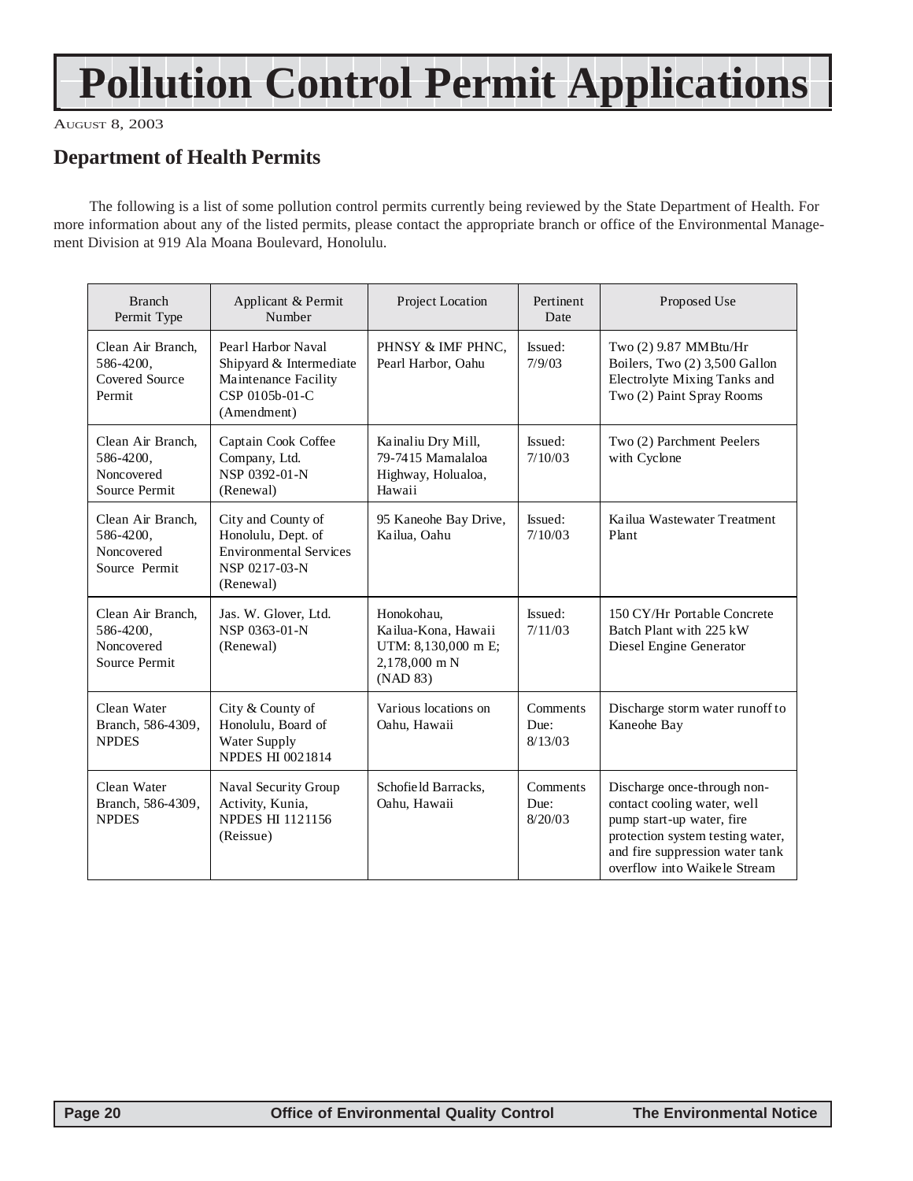# Pollution Control Permit Applications

AUGUST 8, 2003

## Department of Health Permits

The following is a list of some pollution control permits currently being reviewed by the State Department of Health. For more information about any of the listed permits, please contact the appropriate branch or office of the Environmental Management Division at 919 Ala Moana Boulevard, Honolulu.

| Branch Permit Type | Applicant & Permit Number | Project Location | Pertinent Date | Proposed Use |
|---|---|---|---|---|
| Clean Air Branch, 586-4200, Covered Source Permit | Pearl Harbor Naval Shipyard & Intermediate Maintenance Facility CSP 0105b-01-C (Amendment) | PHNSY & IMF PHNC, Pearl Harbor, Oahu | Issued: 7/9/03 | Two (2) 9.87 MMBtu/Hr Boilers, Two (2) 3,500 Gallon Electrolyte Mixing Tanks and Two (2) Paint Spray Rooms |
| Clean Air Branch, 586-4200, Noncovered Source Permit | Captain Cook Coffee Company, Ltd. NSP 0392-01-N (Renewal) | Kainaliu Dry Mill, 79-7415 Mamalaloa Highway, Holualoa, Hawaii | Issued: 7/10/03 | Two (2) Parchment Peelers with Cyclone |
| Clean Air Branch, 586-4200, Noncovered Source Permit | City and County of Honolulu, Dept. of Environmental Services NSP 0217-03-N (Renewal) | 95 Kaneohe Bay Drive, Kailua, Oahu | Issued: 7/10/03 | Kailua Wastewater Treatment Plant |
| Clean Air Branch, 586-4200, Noncovered Source Permit | Jas. W. Glover, Ltd. NSP 0363-01-N (Renewal) | Honokohau, Kailua-Kona, Hawaii UTM: 8,130,000 m E; 2,178,000 m N (NAD 83) | Issued: 7/11/03 | 150 CY/Hr Portable Concrete Batch Plant with 225 kW Diesel Engine Generator |
| Clean Water Branch, 586-4309, NPDES | City & County of Honolulu, Board of Water Supply NPDES HI 0021814 | Various locations on Oahu, Hawaii | Comments Due: 8/13/03 | Discharge storm water runoff to Kaneohe Bay |
| Clean Water Branch, 586-4309, NPDES | Naval Security Group Activity, Kunia, NPDES HI 1121156 (Reissue) | Schofield Barracks, Oahu, Hawaii | Comments Due: 8/20/03 | Discharge once-through non-contact cooling water, well pump start-up water, fire protection system testing water, and fire suppression water tank overflow into Waikele Stream |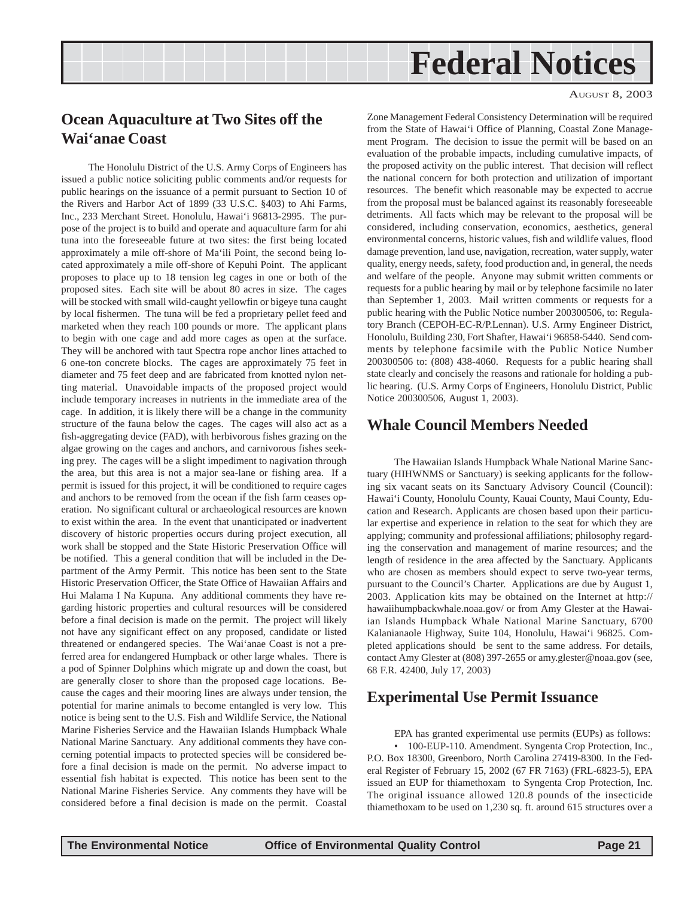# Federal Notices

AUGUST 8, 2003

## Ocean Aquaculture at Two Sites off the Wai'anae Coast

The Honolulu District of the U.S. Army Corps of Engineers has issued a public notice soliciting public comments and/or requests for public hearings on the issuance of a permit pursuant to Section 10 of the Rivers and Harbor Act of 1899 (33 U.S.C. §403) to Ahi Farms, Inc., 233 Merchant Street. Honolulu, Hawai'i 96813-2995. The purpose of the project is to build and operate and aquaculture farm for ahi tuna into the foreseeable future at two sites: the first being located approximately a mile off-shore of Ma'ili Point, the second being located approximately a mile off-shore of Kepuhi Point. The applicant proposes to place up to 18 tension leg cages in one or both of the proposed sites. Each site will be about 80 acres in size. The cages will be stocked with small wild-caught yellowfin or bigeye tuna caught by local fishermen. The tuna will be fed a proprietary pellet feed and marketed when they reach 100 pounds or more. The applicant plans to begin with one cage and add more cages as open at the surface. They will be anchored with taut Spectra rope anchor lines attached to 6 one-ton concrete blocks. The cages are approximately 75 feet in diameter and 75 feet deep and are fabricated from knotted nylon netting material. Unavoidable impacts of the proposed project would include temporary increases in nutrients in the immediate area of the cage. In addition, it is likely there will be a change in the community structure of the fauna below the cages. The cages will also act as a fish-aggregating device (FAD), with herbivorous fishes grazing on the algae growing on the cages and anchors, and carnivorous fishes seeking prey. The cages will be a slight impediment to nagivation through the area, but this area is not a major sea-lane or fishing area. If a permit is issued for this project, it will be conditioned to require cages and anchors to be removed from the ocean if the fish farm ceases operation. No significant cultural or archaeological resources are known to exist within the area. In the event that unanticipated or inadvertent discovery of historic properties occurs during project execution, all work shall be stopped and the State Historic Preservation Office will be notified. This a general condition that will be included in the Department of the Army Permit. This notice has been sent to the State Historic Preservation Officer, the State Office of Hawaiian Affairs and Hui Malama I Na Kupuna. Any additional comments they have regarding historic properties and cultural resources will be considered before a final decision is made on the permit. The project will likely not have any significant effect on any proposed, candidate or listed threatened or endangered species. The Wai'anae Coast is not a preferred area for endangered Humpback or other large whales. There is a pod of Spinner Dolphins which migrate up and down the coast, but are generally closer to shore than the proposed cage locations. Because the cages and their mooring lines are always under tension, the potential for marine animals to become entangled is very low. This notice is being sent to the U.S. Fish and Wildlife Service, the National Marine Fisheries Service and the Hawaiian Islands Humpback Whale National Marine Sanctuary. Any additional comments they have concerning potential impacts to protected species will be considered before a final decision is made on the permit. No adverse impact to essential fish habitat is expected. This notice has been sent to the National Marine Fisheries Service. Any comments they have will be considered before a final decision is made on the permit. Coastal Zone Management Federal Consistency Determination will be required from the State of Hawai'i Office of Planning, Coastal Zone Management Program. The decision to issue the permit will be based on an evaluation of the probable impacts, including cumulative impacts, of the proposed activity on the public interest. That decision will reflect the national concern for both protection and utilization of important resources. The benefit which reasonable may be expected to accrue from the proposal must be balanced against its reasonably foreseeable detriments. All facts which may be relevant to the proposal will be considered, including conservation, economics, aesthetics, general environmental concerns, historic values, fish and wildlife values, flood damage prevention, land use, navigation, recreation, water supply, water quality, energy needs, safety, food production and, in general, the needs and welfare of the people. Anyone may submit written comments or requests for a public hearing by mail or by telephone facsimile no later than September 1, 2003. Mail written comments or requests for a public hearing with the Public Notice number 200300506, to: Regulatory Branch (CEPOH-EC-R/P.Lennan). U.S. Army Engineer District, Honolulu, Building 230, Fort Shafter, Hawai'i 96858-5440. Send comments by telephone facsimile with the Public Notice Number 200300506 to: (808) 438-4060. Requests for a public hearing shall state clearly and concisely the reasons and rationale for holding a public hearing. (U.S. Army Corps of Engineers, Honolulu District, Public Notice 200300506, August 1, 2003).

## Whale Council Members Needed

The Hawaiian Islands Humpback Whale National Marine Sanctuary (HIHWNMS or Sanctuary) is seeking applicants for the following six vacant seats on its Sanctuary Advisory Council (Council): Hawai'i County, Honolulu County, Kauai County, Maui County, Education and Research. Applicants are chosen based upon their particular expertise and experience in relation to the seat for which they are applying; community and professional affiliations; philosophy regarding the conservation and management of marine resources; and the length of residence in the area affected by the Sanctuary. Applicants who are chosen as members should expect to serve two-year terms, pursuant to the Council's Charter. Applications are due by August 1, 2003. Application kits may be obtained on the Internet at http://hawaiihumpbackwhale.noaa.gov/ or from Amy Glester at the Hawaiian Islands Humpback Whale National Marine Sanctuary, 6700 Kalanianaole Highway, Suite 104, Honolulu, Hawai'i 96825. Completed applications should be sent to the same address. For details, contact Amy Glester at (808) 397-2655 or amy.glester@noaa.gov (see, 68 F.R. 42400, July 17, 2003)

## Experimental Use Permit Issuance

EPA has granted experimental use permits (EUPs) as follows:

• 100-EUP-110. Amendment. Syngenta Crop Protection, Inc., P.O. Box 18300, Greenboro, North Carolina 27419-8300. In the Federal Register of February 15, 2002 (67 FR 7163) (FRL-6823-5), EPA issued an EUP for thiamethoxam to Syngenta Crop Protection, Inc. The original issuance allowed 120.8 pounds of the insecticide thiamethoxam to be used on 1,230 sq. ft. around 615 structures over a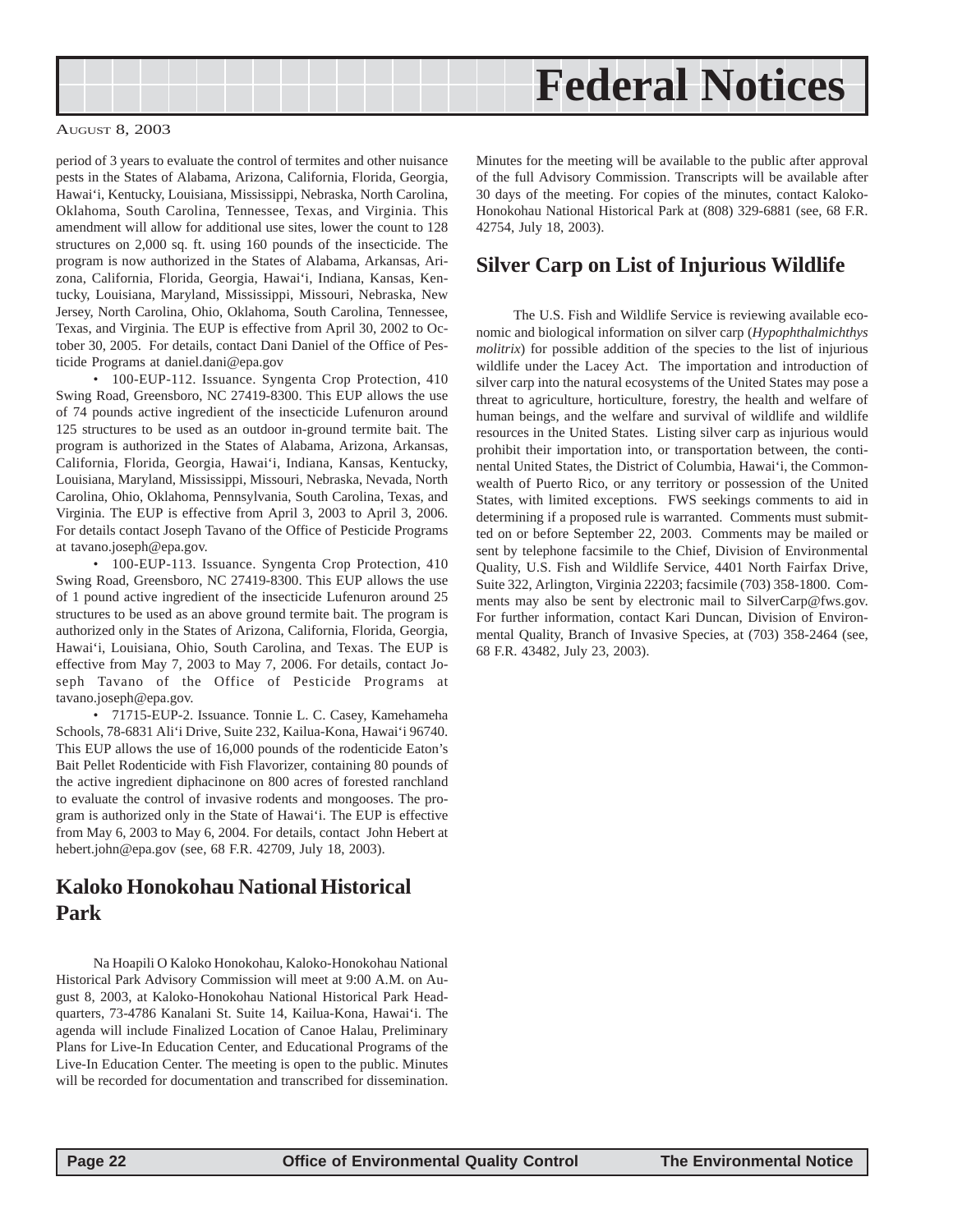period of 3 years to evaluate the control of termites and other nuisance pests in the States of Alabama, Arizona, California, Florida, Georgia, Hawai'i, Kentucky, Louisiana, Mississippi, Nebraska, North Carolina, Oklahoma, South Carolina, Tennessee, Texas, and Virginia. This amendment will allow for additional use sites, lower the count to 128 structures on 2,000 sq. ft. using 160 pounds of the insecticide. The program is now authorized in the States of Alabama, Arkansas, Arizona, California, Florida, Georgia, Hawai'i, Indiana, Kansas, Kentucky, Louisiana, Maryland, Mississippi, Missouri, Nebraska, New Jersey, North Carolina, Ohio, Oklahoma, South Carolina, Tennessee, Texas, and Virginia. The EUP is effective from April 30, 2002 to October 30, 2005. For details, contact Dani Daniel of the Office of Pesticide Programs at daniel.dani@epa.gov

- 100-EUP-112. Issuance. Syngenta Crop Protection, 410 Swing Road, Greensboro, NC 27419-8300. This EUP allows the use of 74 pounds active ingredient of the insecticide Lufenuron around 125 structures to be used as an outdoor in-ground termite bait. The program is authorized in the States of Alabama, Arizona, Arkansas, California, Florida, Georgia, Hawai'i, Indiana, Kansas, Kentucky, Louisiana, Maryland, Mississippi, Missouri, Nebraska, Nevada, North Carolina, Ohio, Oklahoma, Pennsylvania, South Carolina, Texas, and Virginia. The EUP is effective from April 3, 2003 to April 3, 2006. For details contact Joseph Tavano of the Office of Pesticide Programs at tavano.joseph@epa.gov.

- 100-EUP-113. Issuance. Syngenta Crop Protection, 410 Swing Road, Greensboro, NC 27419-8300. This EUP allows the use of 1 pound active ingredient of the insecticide Lufenuron around 25 structures to be used as an above ground termite bait. The program is authorized only in the States of Arizona, California, Florida, Georgia, Hawai'i, Louisiana, Ohio, South Carolina, and Texas. The EUP is effective from May 7, 2003 to May 7, 2006. For details, contact Joseph Tavano of the Office of Pesticide Programs at tavano.joseph@epa.gov.

- 71715-EUP-2. Issuance. Tonnie L. C. Casey, Kamehameha Schools, 78-6831 Ali'i Drive, Suite 232, Kailua-Kona, Hawai'i 96740. This EUP allows the use of 16,000 pounds of the rodenticide Eaton's Bait Pellet Rodenticide with Fish Flavorizer, containing 80 pounds of the active ingredient diphacinone on 800 acres of forested ranchland to evaluate the control of invasive rodents and mongooses. The program is authorized only in the State of Hawai'i. The EUP is effective from May 6, 2003 to May 6, 2004. For details, contact John Hebert at hebert.john@epa.gov (see, 68 F.R. 42709, July 18, 2003).

## Kaloko Honokohau National Historical Park

Na Hoapili O Kaloko Honokohau, Kaloko-Honokohau National Historical Park Advisory Commission will meet at 9:00 A.M. on August 8, 2003, at Kaloko-Honokohau National Historical Park Headquarters, 73-4786 Kanalani St. Suite 14, Kailua-Kona, Hawai'i. The agenda will include Finalized Location of Canoe Halau, Preliminary Plans for Live-In Education Center, and Educational Programs of the Live-In Education Center. The meeting is open to the public. Minutes will be recorded for documentation and transcribed for dissemination. Minutes for the meeting will be available to the public after approval of the full Advisory Commission. Transcripts will be available after 30 days of the meeting. For copies of the minutes, contact Kaloko-Honokohau National Historical Park at (808) 329-6881 (see, 68 F.R. 42754, July 18, 2003).

## Silver Carp on List of Injurious Wildlife

The U.S. Fish and Wildlife Service is reviewing available economic and biological information on silver carp (*Hypophthalmichthys molitrix*) for possible addition of the species to the list of injurious wildlife under the Lacey Act. The importation and introduction of silver carp into the natural ecosystems of the United States may pose a threat to agriculture, horticulture, forestry, the health and welfare of human beings, and the welfare and survival of wildlife and wildlife resources in the United States. Listing silver carp as injurious would prohibit their importation into, or transportation between, the continental United States, the District of Columbia, Hawai'i, the Commonwealth of Puerto Rico, or any territory or possession of the United States, with limited exceptions. FWS seekings comments to aid in determining if a proposed rule is warranted. Comments must submitted on or before September 22, 2003. Comments may be mailed or sent by telephone facsimile to the Chief, Division of Environmental Quality, U.S. Fish and Wildlife Service, 4401 North Fairfax Drive, Suite 322, Arlington, Virginia 22203; facsimile (703) 358-1800. Comments may also be sent by electronic mail to SilverCarp@fws.gov. For further information, contact Kari Duncan, Division of Environmental Quality, Branch of Invasive Species, at (703) 358-2464 (see, 68 F.R. 43482, July 23, 2003).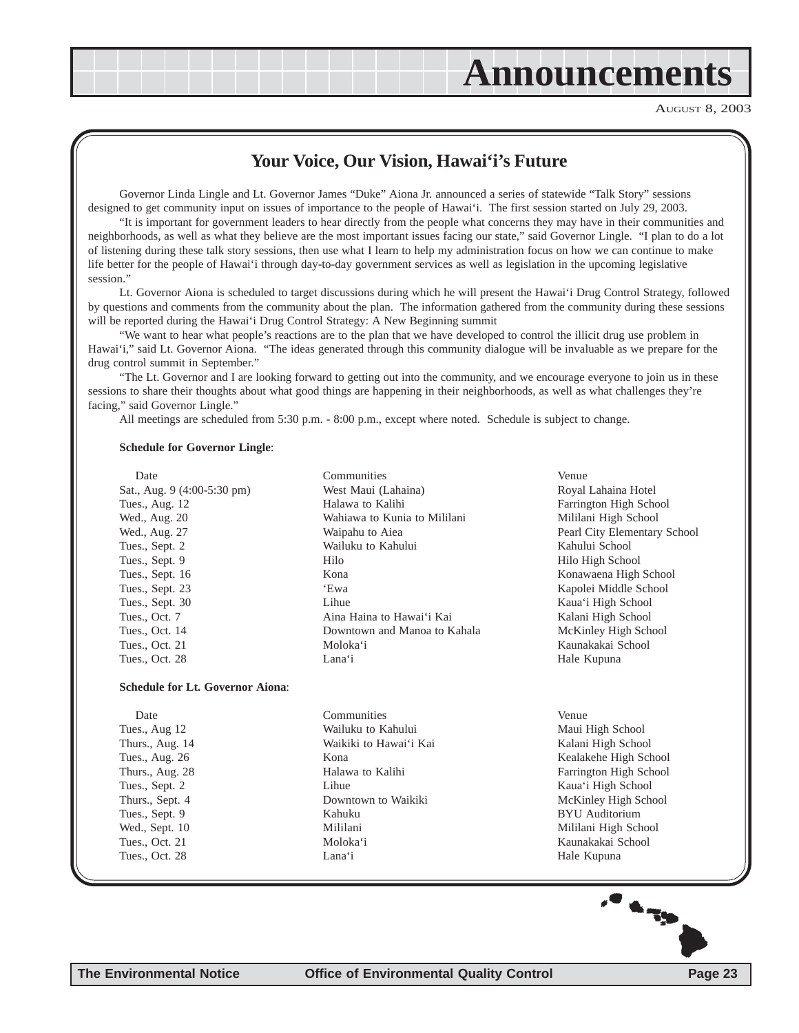# Announcements

## Your Voice, Our Vision, Hawai'i's Future

Governor Linda Lingle and Lt. Governor James "Duke" Aiona Jr. announced a series of statewide "Talk Story" sessions designed to get community input on issues of importance to the people of Hawai'i. The first session started on July 29, 2003.

"It is important for government leaders to hear directly from the people what concerns they may have in their communities and neighborhoods, as well as what they believe are the most important issues facing our state," said Governor Lingle. "I plan to do a lot of listening during these talk story sessions, then use what I learn to help my administration focus on how we can continue to make life better for the people of Hawai'i through day-to-day government services as well as legislation in the upcoming legislative session."

Lt. Governor Aiona is scheduled to target discussions during which he will present the Hawai'i Drug Control Strategy, followed by questions and comments from the community about the plan. The information gathered from the community during these sessions will be reported during the Hawai'i Drug Control Strategy: A New Beginning summit

"We want to hear what people's reactions are to the plan that we have developed to control the illicit drug use problem in Hawai'i," said Lt. Governor Aiona. "The ideas generated through this community dialogue will be invaluable as we prepare for the drug control summit in September."

"The Lt. Governor and I are looking forward to getting out into the community, and we encourage everyone to join us in these sessions to share their thoughts about what good things are happening in their neighborhoods, as well as what challenges they're facing," said Governor Lingle."

All meetings are scheduled from 5:30 p.m. - 8:00 p.m., except where noted. Schedule is subject to change.

**Schedule for Governor Lingle**:

| Date | Communities | Venue |
|---|---|---|
| Sat., Aug. 9 (4:00-5:30 pm) | West Maui (Lahaina) | Royal Lahaina Hotel |
| Tues., Aug. 12 | Halawa to Kalihi | Farrington High School |
| Wed., Aug. 20 | Wahiawa to Kunia to Mililani | Mililani High School |
| Wed., Aug. 27 | Waipahu to Aiea | Pearl City Elementary School |
| Tues., Sept. 2 | Wailuku to Kahului | Kahului School |
| Tues., Sept. 9 | Hilo | Hilo High School |
| Tues., Sept. 16 | Kona | Konawaena High School |
| Tues., Sept. 23 | 'Ewa | Kapolei Middle School |
| Tues., Sept. 30 | Lihue | Kaua'i High School |
| Tues., Oct. 7 | Aina Haina to Hawai'i Kai | Kalani High School |
| Tues., Oct. 14 | Downtown and Manoa to Kahala | McKinley High School |
| Tues., Oct. 21 | Moloka'i | Kaunakakai School |
| Tues., Oct. 28 | Lana'i | Hale Kupuna |

**Schedule for Lt. Governor Aiona**:

| Date | Communities | Venue |
|---|---|---|
| Tues., Aug 12 | Wailuku to Kahului | Maui High School |
| Thurs., Aug. 14 | Waikiki to Hawai'i Kai | Kalani High School |
| Tues., Aug. 26 | Kona | Kealakehe High School |
| Thurs., Aug. 28 | Halawa to Kalihi | Farrington High School |
| Tues., Sept. 2 | Lihue | Kaua'i High School |
| Thurs., Sept. 4 | Downtown to Waikiki | McKinley High School |
| Tues., Sept. 9 | Kahuku | BYU Auditorium |
| Wed., Sept. 10 | Mililani | Mililani High School |
| Tues., Oct. 21 | Moloka'i | Kaunakakai School |
| Tues., Oct. 28 | Lana'i | Hale Kupuna |